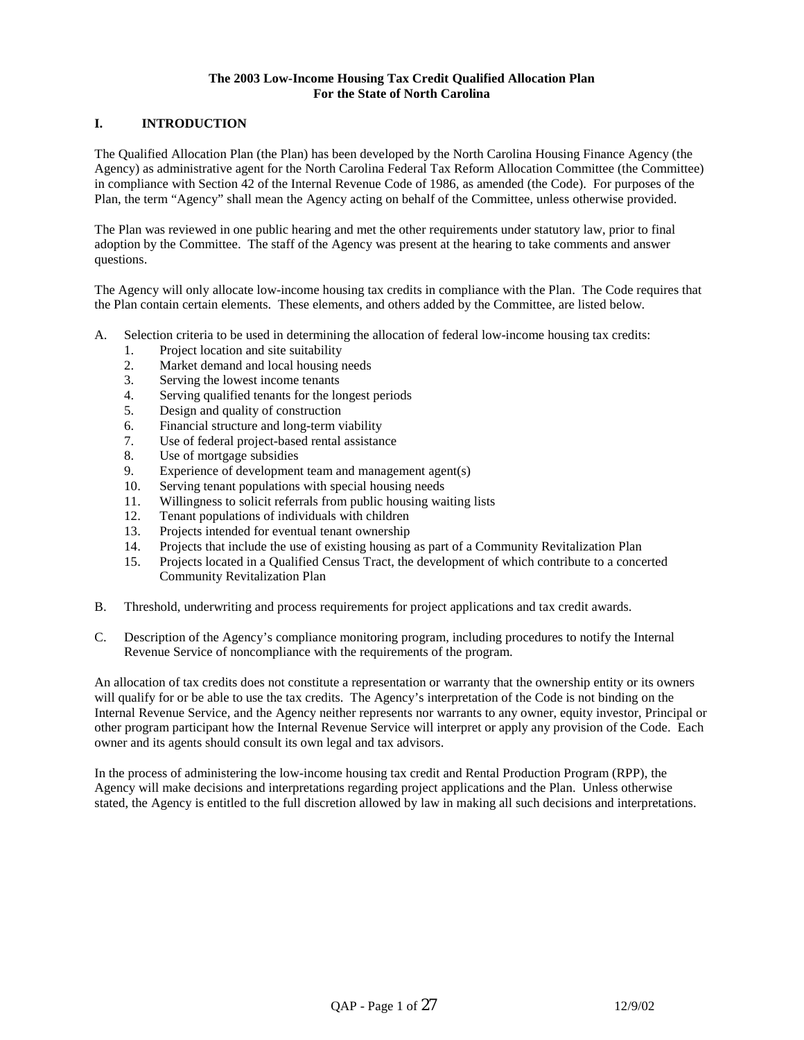**The 2003 Low-Income Housing Tax Credit Qualified Allocation Plan**
**For the State of North Carolina**

## I. INTRODUCTION

The Qualified Allocation Plan (the Plan) has been developed by the North Carolina Housing Finance Agency (the Agency) as administrative agent for the North Carolina Federal Tax Reform Allocation Committee (the Committee) in compliance with Section 42 of the Internal Revenue Code of 1986, as amended (the Code). For purposes of the Plan, the term "Agency" shall mean the Agency acting on behalf of the Committee, unless otherwise provided.

The Plan was reviewed in one public hearing and met the other requirements under statutory law, prior to final adoption by the Committee. The staff of the Agency was present at the hearing to take comments and answer questions.

The Agency will only allocate low-income housing tax credits in compliance with the Plan. The Code requires that the Plan contain certain elements. These elements, and others added by the Committee, are listed below.

A. Selection criteria to be used in determining the allocation of federal low-income housing tax credits:
   1. Project location and site suitability
   2. Market demand and local housing needs
   3. Serving the lowest income tenants
   4. Serving qualified tenants for the longest periods
   5. Design and quality of construction
   6. Financial structure and long-term viability
   7. Use of federal project-based rental assistance
   8. Use of mortgage subsidies
   9. Experience of development team and management agent(s)
   10. Serving tenant populations with special housing needs
   11. Willingness to solicit referrals from public housing waiting lists
   12. Tenant populations of individuals with children
   13. Projects intended for eventual tenant ownership
   14. Projects that include the use of existing housing as part of a Community Revitalization Plan
   15. Projects located in a Qualified Census Tract, the development of which contribute to a concerted Community Revitalization Plan

B. Threshold, underwriting and process requirements for project applications and tax credit awards.

C. Description of the Agency's compliance monitoring program, including procedures to notify the Internal Revenue Service of noncompliance with the requirements of the program.

An allocation of tax credits does not constitute a representation or warranty that the ownership entity or its owners will qualify for or be able to use the tax credits. The Agency's interpretation of the Code is not binding on the Internal Revenue Service, and the Agency neither represents nor warrants to any owner, equity investor, Principal or other program participant how the Internal Revenue Service will interpret or apply any provision of the Code. Each owner and its agents should consult its own legal and tax advisors.

In the process of administering the low-income housing tax credit and Rental Production Program (RPP), the Agency will make decisions and interpretations regarding project applications and the Plan. Unless otherwise stated, the Agency is entitled to the full discretion allowed by law in making all such decisions and interpretations.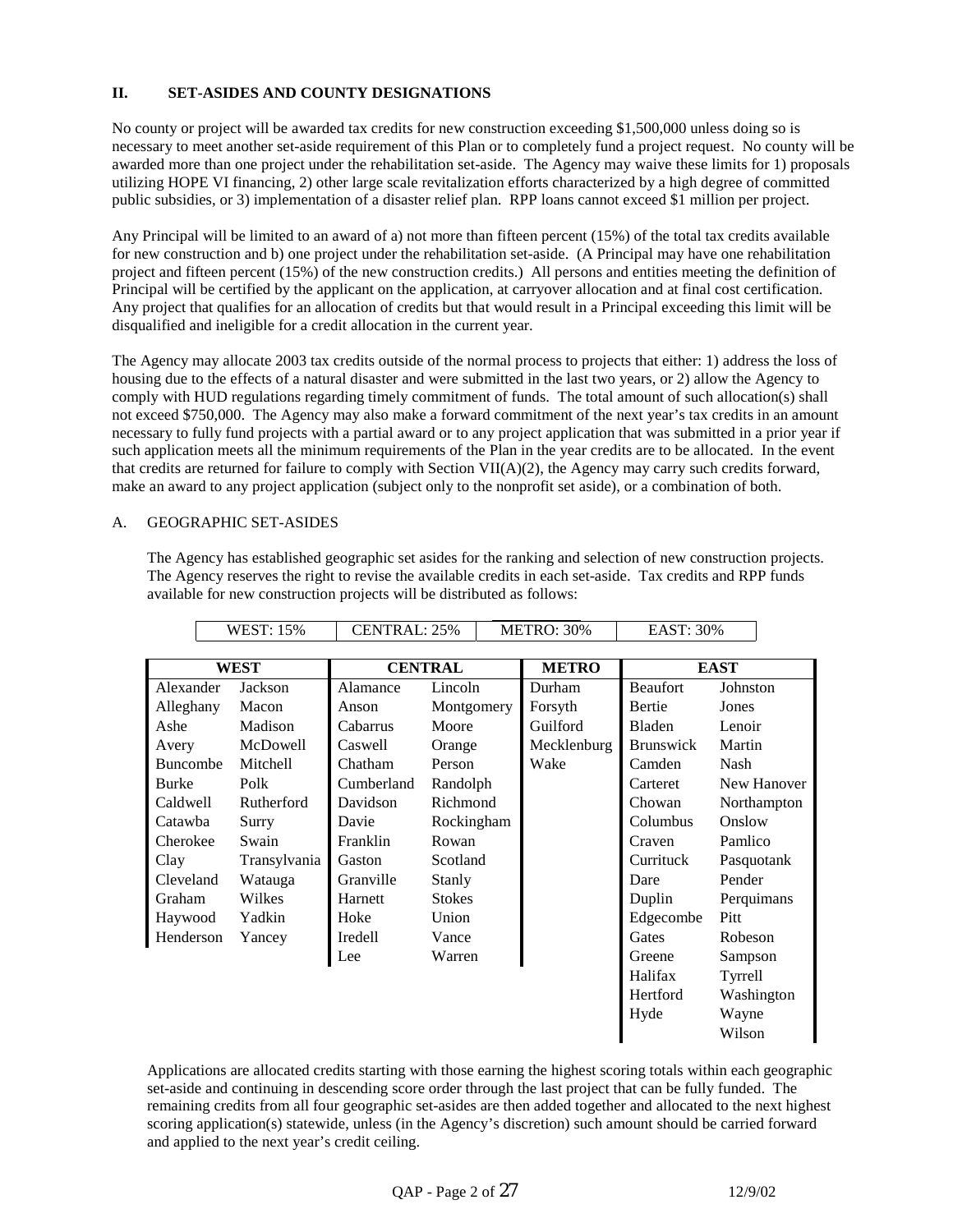## II. SET-ASIDES AND COUNTY DESIGNATIONS

No county or project will be awarded tax credits for new construction exceeding $1,500,000 unless doing so is necessary to meet another set-aside requirement of this Plan or to completely fund a project request. No county will be awarded more than one project under the rehabilitation set-aside. The Agency may waive these limits for 1) proposals utilizing HOPE VI financing, 2) other large scale revitalization efforts characterized by a high degree of committed public subsidies, or 3) implementation of a disaster relief plan. RPP loans cannot exceed $1 million per project.

Any Principal will be limited to an award of a) not more than fifteen percent (15%) of the total tax credits available for new construction and b) one project under the rehabilitation set-aside. (A Principal may have one rehabilitation project and fifteen percent (15%) of the new construction credits.) All persons and entities meeting the definition of Principal will be certified by the applicant on the application, at carryover allocation and at final cost certification. Any project that qualifies for an allocation of credits but that would result in a Principal exceeding this limit will be disqualified and ineligible for a credit allocation in the current year.

The Agency may allocate 2003 tax credits outside of the normal process to projects that either: 1) address the loss of housing due to the effects of a natural disaster and were submitted in the last two years, or 2) allow the Agency to comply with HUD regulations regarding timely commitment of funds. The total amount of such allocation(s) shall not exceed $750,000. The Agency may also make a forward commitment of the next year's tax credits in an amount necessary to fully fund projects with a partial award or to any project application that was submitted in a prior year if such application meets all the minimum requirements of the Plan in the year credits are to be allocated. In the event that credits are returned for failure to comply with Section VII(A)(2), the Agency may carry such credits forward, make an award to any project application (subject only to the nonprofit set aside), or a combination of both.

### A. GEOGRAPHIC SET-ASIDES

The Agency has established geographic set asides for the ranking and selection of new construction projects. The Agency reserves the right to revise the available credits in each set-aside. Tax credits and RPP funds available for new construction projects will be distributed as follows:

| WEST: 15% | CENTRAL: 25% | METRO: 30% | EAST: 30% |
|---|---|---|---|

| WEST | | CENTRAL | | METRO | EAST | |
|---|---|---|---|---|---|---|
| Alexander | Jackson | Alamance | Lincoln | Durham | Beaufort | Johnston |
| Alleghany | Macon | Anson | Montgomery | Forsyth | Bertie | Jones |
| Ashe | Madison | Cabarrus | Moore | Guilford | Bladen | Lenoir |
| Avery | McDowell | Caswell | Orange | Mecklenburg | Brunswick | Martin |
| Buncombe | Mitchell | Chatham | Person | Wake | Camden | Nash |
| Burke | Polk | Cumberland | Randolph | | Carteret | New Hanover |
| Caldwell | Rutherford | Davidson | Richmond | | Chowan | Northampton |
| Catawba | Surry | Davie | Rockingham | | Columbus | Onslow |
| Cherokee | Swain | Franklin | Rowan | | Craven | Pamlico |
| Clay | Transylvania | Gaston | Scotland | | Currituck | Pasquotank |
| Cleveland | Watauga | Granville | Stanly | | Dare | Pender |
| Graham | Wilkes | Harnett | Stokes | | Duplin | Perquimans |
| Haywood | Yadkin | Hoke | Union | | Edgecombe | Pitt |
| Henderson | Yancey | Iredell | Vance | | Gates | Robeson |
| | | Lee | Warren | | Greene | Sampson |
| | | | | | Halifax | Tyrrell |
| | | | | | Hertford | Washington |
| | | | | | Hyde | Wayne |
| | | | | | | Wilson |

Applications are allocated credits starting with those earning the highest scoring totals within each geographic set-aside and continuing in descending score order through the last project that can be fully funded. The remaining credits from all four geographic set-asides are then added together and allocated to the next highest scoring application(s) statewide, unless (in the Agency's discretion) such amount should be carried forward and applied to the next year's credit ceiling.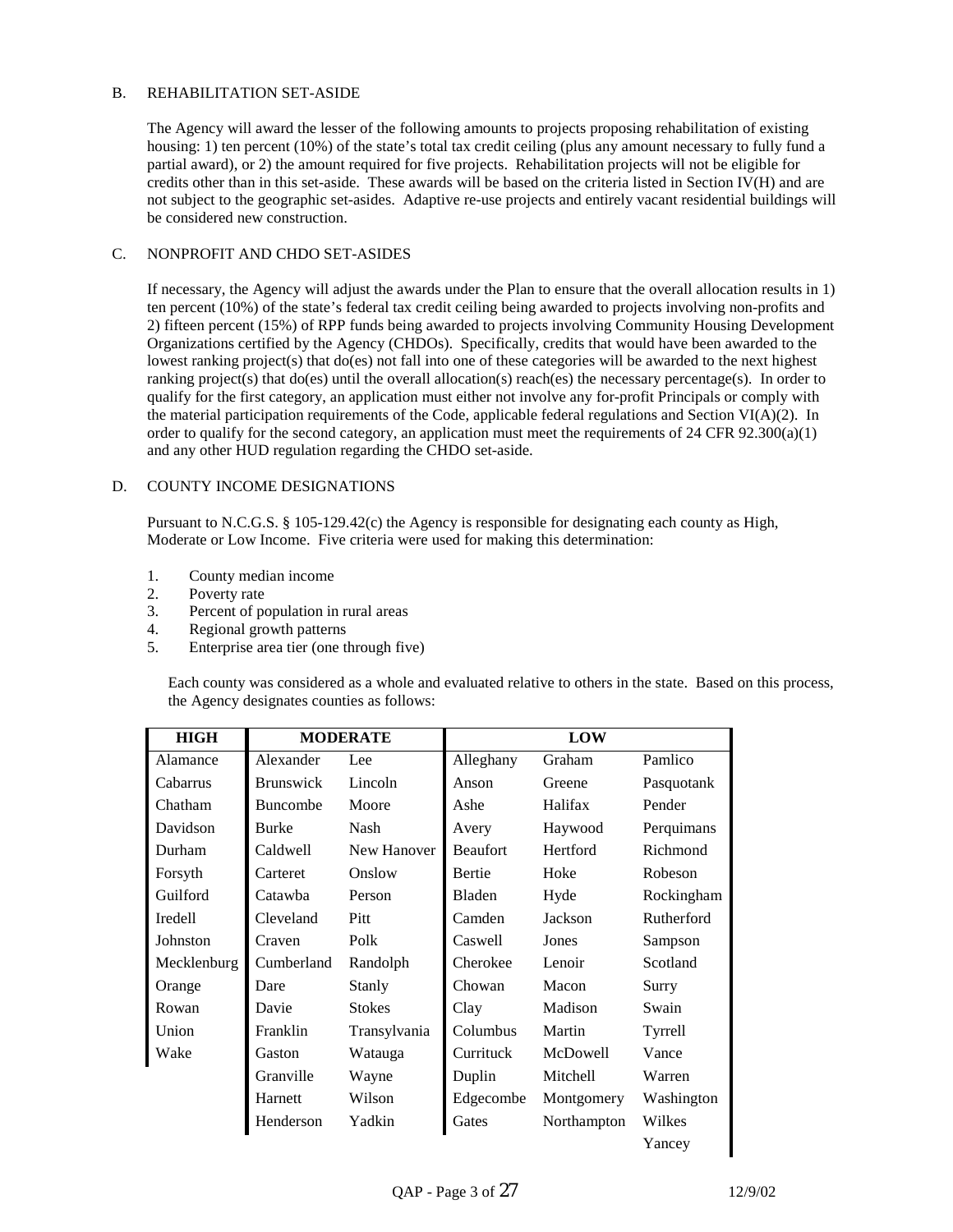## B. REHABILITATION SET-ASIDE

The Agency will award the lesser of the following amounts to projects proposing rehabilitation of existing housing: 1) ten percent (10%) of the state's total tax credit ceiling (plus any amount necessary to fully fund a partial award), or 2) the amount required for five projects. Rehabilitation projects will not be eligible for credits other than in this set-aside. These awards will be based on the criteria listed in Section IV(H) and are not subject to the geographic set-asides. Adaptive re-use projects and entirely vacant residential buildings will be considered new construction.

## C. NONPROFIT AND CHDO SET-ASIDES

If necessary, the Agency will adjust the awards under the Plan to ensure that the overall allocation results in 1) ten percent (10%) of the state's federal tax credit ceiling being awarded to projects involving non-profits and 2) fifteen percent (15%) of RPP funds being awarded to projects involving Community Housing Development Organizations certified by the Agency (CHDOs). Specifically, credits that would have been awarded to the lowest ranking project(s) that do(es) not fall into one of these categories will be awarded to the next highest ranking project(s) that do(es) until the overall allocation(s) reach(es) the necessary percentage(s). In order to qualify for the first category, an application must either not involve any for-profit Principals or comply with the material participation requirements of the Code, applicable federal regulations and Section VI(A)(2). In order to qualify for the second category, an application must meet the requirements of 24 CFR 92.300(a)(1) and any other HUD regulation regarding the CHDO set-aside.

## D. COUNTY INCOME DESIGNATIONS

Pursuant to N.C.G.S. § 105-129.42(c) the Agency is responsible for designating each county as High, Moderate or Low Income. Five criteria were used for making this determination:

1. County median income
2. Poverty rate
3. Percent of population in rural areas
4. Regional growth patterns
5. Enterprise area tier (one through five)

Each county was considered as a whole and evaluated relative to others in the state. Based on this process, the Agency designates counties as follows:

| HIGH | MODERATE | | LOW | | |
|---|---|---|---|---|---|
| Alamance | Alexander | Lee | Alleghany | Graham | Pamlico |
| Cabarrus | Brunswick | Lincoln | Anson | Greene | Pasquotank |
| Chatham | Buncombe | Moore | Ashe | Halifax | Pender |
| Davidson | Burke | Nash | Avery | Haywood | Perquimans |
| Durham | Caldwell | New Hanover | Beaufort | Hertford | Richmond |
| Forsyth | Carteret | Onslow | Bertie | Hoke | Robeson |
| Guilford | Catawba | Person | Bladen | Hyde | Rockingham |
| Iredell | Cleveland | Pitt | Camden | Jackson | Rutherford |
| Johnston | Craven | Polk | Caswell | Jones | Sampson |
| Mecklenburg | Cumberland | Randolph | Cherokee | Lenoir | Scotland |
| Orange | Dare | Stanly | Chowan | Macon | Surry |
| Rowan | Davie | Stokes | Clay | Madison | Swain |
| Union | Franklin | Transylvania | Columbus | Martin | Tyrrell |
| Wake | Gaston | Watauga | Currituck | McDowell | Vance |
| | Granville | Wayne | Duplin | Mitchell | Warren |
| | Harnett | Wilson | Edgecombe | Montgomery | Washington |
| | Henderson | Yadkin | Gates | Northampton | Wilkes |
| | | | | | Yancey |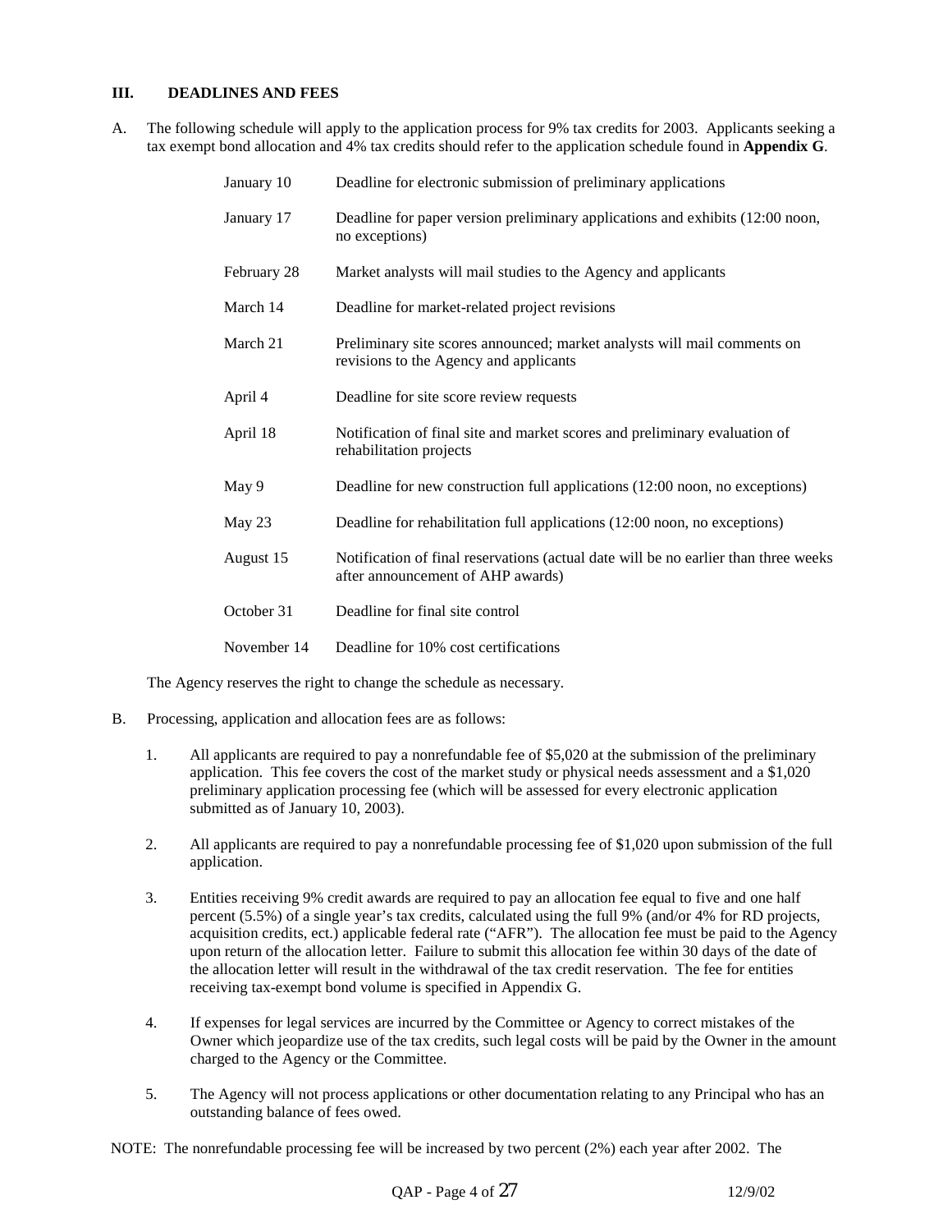### III. DEADLINES AND FEES

A. The following schedule will apply to the application process for 9% tax credits for 2003. Applicants seeking a tax exempt bond allocation and 4% tax credits should refer to the application schedule found in **Appendix G**.

| | |
|---|---|
| January 10 | Deadline for electronic submission of preliminary applications |
| January 17 | Deadline for paper version preliminary applications and exhibits (12:00 noon, no exceptions) |
| February 28 | Market analysts will mail studies to the Agency and applicants |
| March 14 | Deadline for market-related project revisions |
| March 21 | Preliminary site scores announced; market analysts will mail comments on revisions to the Agency and applicants |
| April 4 | Deadline for site score review requests |
| April 18 | Notification of final site and market scores and preliminary evaluation of rehabilitation projects |
| May 9 | Deadline for new construction full applications (12:00 noon, no exceptions) |
| May 23 | Deadline for rehabilitation full applications (12:00 noon, no exceptions) |
| August 15 | Notification of final reservations (actual date will be no earlier than three weeks after announcement of AHP awards) |
| October 31 | Deadline for final site control |
| November 14 | Deadline for 10% cost certifications |

The Agency reserves the right to change the schedule as necessary.

B. Processing, application and allocation fees are as follows:

1. All applicants are required to pay a nonrefundable fee of $5,020 at the submission of the preliminary application. This fee covers the cost of the market study or physical needs assessment and a $1,020 preliminary application processing fee (which will be assessed for every electronic application submitted as of January 10, 2003).

2. All applicants are required to pay a nonrefundable processing fee of $1,020 upon submission of the full application.

3. Entities receiving 9% credit awards are required to pay an allocation fee equal to five and one half percent (5.5%) of a single year's tax credits, calculated using the full 9% (and/or 4% for RD projects, acquisition credits, ect.) applicable federal rate ("AFR"). The allocation fee must be paid to the Agency upon return of the allocation letter. Failure to submit this allocation fee within 30 days of the date of the allocation letter will result in the withdrawal of the tax credit reservation. The fee for entities receiving tax-exempt bond volume is specified in Appendix G.

4. If expenses for legal services are incurred by the Committee or Agency to correct mistakes of the Owner which jeopardize use of the tax credits, such legal costs will be paid by the Owner in the amount charged to the Agency or the Committee.

5. The Agency will not process applications or other documentation relating to any Principal who has an outstanding balance of fees owed.

NOTE: The nonrefundable processing fee will be increased by two percent (2%) each year after 2002. The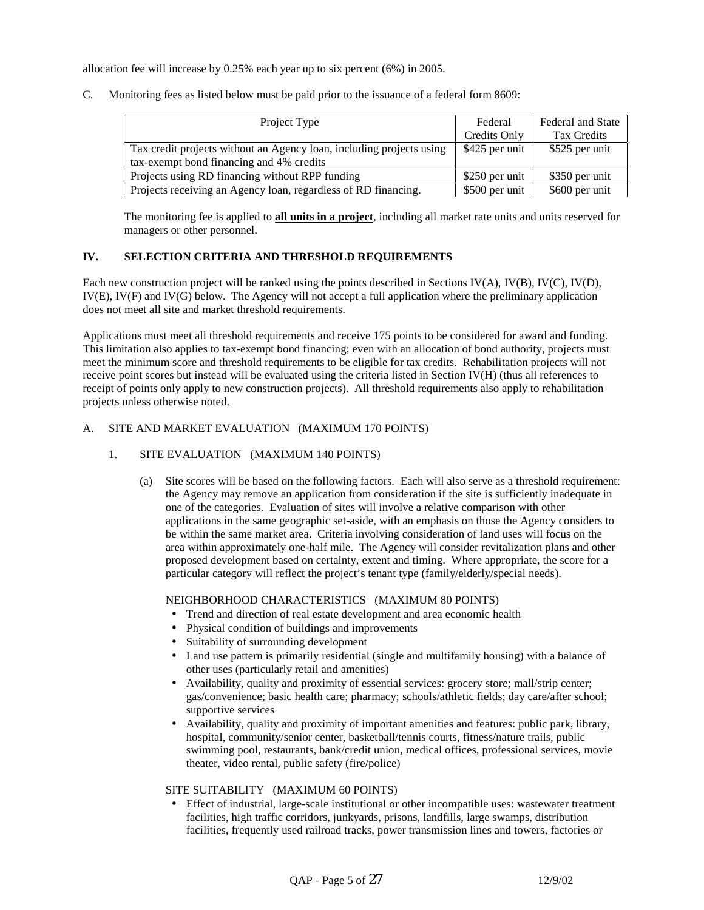allocation fee will increase by 0.25% each year up to six percent (6%) in 2005.

C. Monitoring fees as listed below must be paid prior to the issuance of a federal form 8609:

| Project Type | Federal Credits Only | Federal and State Tax Credits |
|---|---|---|
| Tax credit projects without an Agency loan, including projects using tax-exempt bond financing and 4% credits | $425 per unit | $525 per unit |
| Projects using RD financing without RPP funding | $250 per unit | $350 per unit |
| Projects receiving an Agency loan, regardless of RD financing. | $500 per unit | $600 per unit |

The monitoring fee is applied to **all units in a project**, including all market rate units and units reserved for managers or other personnel.

## IV. SELECTION CRITERIA AND THRESHOLD REQUIREMENTS

Each new construction project will be ranked using the points described in Sections IV(A), IV(B), IV(C), IV(D), IV(E), IV(F) and IV(G) below. The Agency will not accept a full application where the preliminary application does not meet all site and market threshold requirements.

Applications must meet all threshold requirements and receive 175 points to be considered for award and funding. This limitation also applies to tax-exempt bond financing; even with an allocation of bond authority, projects must meet the minimum score and threshold requirements to be eligible for tax credits. Rehabilitation projects will not receive point scores but instead will be evaluated using the criteria listed in Section IV(H) (thus all references to receipt of points only apply to new construction projects). All threshold requirements also apply to rehabilitation projects unless otherwise noted.

### A. SITE AND MARKET EVALUATION (MAXIMUM 170 POINTS)

#### 1. SITE EVALUATION (MAXIMUM 140 POINTS)

(a) Site scores will be based on the following factors. Each will also serve as a threshold requirement: the Agency may remove an application from consideration if the site is sufficiently inadequate in one of the categories. Evaluation of sites will involve a relative comparison with other applications in the same geographic set-aside, with an emphasis on those the Agency considers to be within the same market area. Criteria involving consideration of land uses will focus on the area within approximately one-half mile. The Agency will consider revitalization plans and other proposed development based on certainty, extent and timing. Where appropriate, the score for a particular category will reflect the project's tenant type (family/elderly/special needs).

NEIGHBORHOOD CHARACTERISTICS (MAXIMUM 80 POINTS)

- Trend and direction of real estate development and area economic health
- Physical condition of buildings and improvements
- Suitability of surrounding development
- Land use pattern is primarily residential (single and multifamily housing) with a balance of other uses (particularly retail and amenities)
- Availability, quality and proximity of essential services: grocery store; mall/strip center; gas/convenience; basic health care; pharmacy; schools/athletic fields; day care/after school; supportive services
- Availability, quality and proximity of important amenities and features: public park, library, hospital, community/senior center, basketball/tennis courts, fitness/nature trails, public swimming pool, restaurants, bank/credit union, medical offices, professional services, movie theater, video rental, public safety (fire/police)

SITE SUITABILITY (MAXIMUM 60 POINTS)

- Effect of industrial, large-scale institutional or other incompatible uses: wastewater treatment facilities, high traffic corridors, junkyards, prisons, landfills, large swamps, distribution facilities, frequently used railroad tracks, power transmission lines and towers, factories or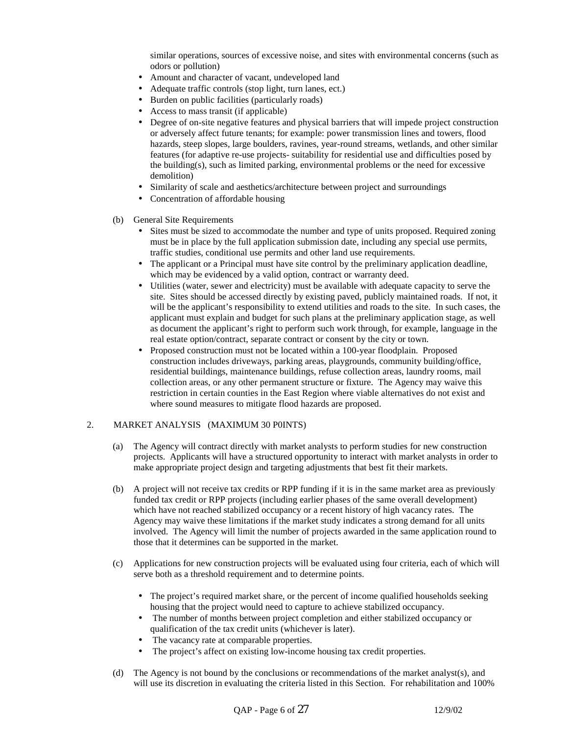similar operations, sources of excessive noise, and sites with environmental concerns (such as odors or pollution)

- Amount and character of vacant, undeveloped land
- Adequate traffic controls (stop light, turn lanes, ect.)
- Burden on public facilities (particularly roads)
- Access to mass transit (if applicable)
- Degree of on-site negative features and physical barriers that will impede project construction or adversely affect future tenants; for example: power transmission lines and towers, flood hazards, steep slopes, large boulders, ravines, year-round streams, wetlands, and other similar features (for adaptive re-use projects- suitability for residential use and difficulties posed by the building(s), such as limited parking, environmental problems or the need for excessive demolition)
- Similarity of scale and aesthetics/architecture between project and surroundings
- Concentration of affordable housing

(b) General Site Requirements

- Sites must be sized to accommodate the number and type of units proposed. Required zoning must be in place by the full application submission date, including any special use permits, traffic studies, conditional use permits and other land use requirements.
- The applicant or a Principal must have site control by the preliminary application deadline, which may be evidenced by a valid option, contract or warranty deed.
- Utilities (water, sewer and electricity) must be available with adequate capacity to serve the site. Sites should be accessed directly by existing paved, publicly maintained roads. If not, it will be the applicant's responsibility to extend utilities and roads to the site. In such cases, the applicant must explain and budget for such plans at the preliminary application stage, as well as document the applicant's right to perform such work through, for example, language in the real estate option/contract, separate contract or consent by the city or town.
- Proposed construction must not be located within a 100-year floodplain. Proposed construction includes driveways, parking areas, playgrounds, community building/office, residential buildings, maintenance buildings, refuse collection areas, laundry rooms, mail collection areas, or any other permanent structure or fixture. The Agency may waive this restriction in certain counties in the East Region where viable alternatives do not exist and where sound measures to mitigate flood hazards are proposed.

2. MARKET ANALYSIS (MAXIMUM 30 P0INTS)

(a) The Agency will contract directly with market analysts to perform studies for new construction projects. Applicants will have a structured opportunity to interact with market analysts in order to make appropriate project design and targeting adjustments that best fit their markets.

(b) A project will not receive tax credits or RPP funding if it is in the same market area as previously funded tax credit or RPP projects (including earlier phases of the same overall development) which have not reached stabilized occupancy or a recent history of high vacancy rates. The Agency may waive these limitations if the market study indicates a strong demand for all units involved. The Agency will limit the number of projects awarded in the same application round to those that it determines can be supported in the market.

(c) Applications for new construction projects will be evaluated using four criteria, each of which will serve both as a threshold requirement and to determine points.

- The project's required market share, or the percent of income qualified households seeking housing that the project would need to capture to achieve stabilized occupancy.
- The number of months between project completion and either stabilized occupancy or qualification of the tax credit units (whichever is later).
- The vacancy rate at comparable properties.
- The project's affect on existing low-income housing tax credit properties.

(d) The Agency is not bound by the conclusions or recommendations of the market analyst(s), and will use its discretion in evaluating the criteria listed in this Section. For rehabilitation and 100%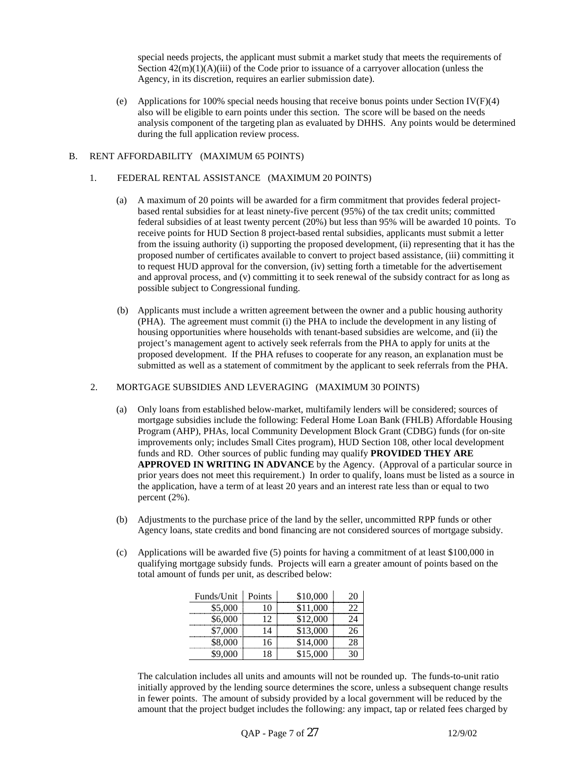special needs projects, the applicant must submit a market study that meets the requirements of Section 42(m)(1)(A)(iii) of the Code prior to issuance of a carryover allocation (unless the Agency, in its discretion, requires an earlier submission date).

(e) Applications for 100% special needs housing that receive bonus points under Section IV(F)(4) also will be eligible to earn points under this section. The score will be based on the needs analysis component of the targeting plan as evaluated by DHHS. Any points would be determined during the full application review process.

B. RENT AFFORDABILITY (MAXIMUM 65 POINTS)

1. FEDERAL RENTAL ASSISTANCE (MAXIMUM 20 POINTS)

(a) A maximum of 20 points will be awarded for a firm commitment that provides federal project-based rental subsidies for at least ninety-five percent (95%) of the tax credit units; committed federal subsidies of at least twenty percent (20%) but less than 95% will be awarded 10 points. To receive points for HUD Section 8 project-based rental subsidies, applicants must submit a letter from the issuing authority (i) supporting the proposed development, (ii) representing that it has the proposed number of certificates available to convert to project based assistance, (iii) committing it to request HUD approval for the conversion, (iv) setting forth a timetable for the advertisement and approval process, and (v) committing it to seek renewal of the subsidy contract for as long as possible subject to Congressional funding.

(b) Applicants must include a written agreement between the owner and a public housing authority (PHA). The agreement must commit (i) the PHA to include the development in any listing of housing opportunities where households with tenant-based subsidies are welcome, and (ii) the project's management agent to actively seek referrals from the PHA to apply for units at the proposed development. If the PHA refuses to cooperate for any reason, an explanation must be submitted as well as a statement of commitment by the applicant to seek referrals from the PHA.

2. MORTGAGE SUBSIDIES AND LEVERAGING (MAXIMUM 30 POINTS)

(a) Only loans from established below-market, multifamily lenders will be considered; sources of mortgage subsidies include the following: Federal Home Loan Bank (FHLB) Affordable Housing Program (AHP), PHAs, local Community Development Block Grant (CDBG) funds (for on-site improvements only; includes Small Cites program), HUD Section 108, other local development funds and RD. Other sources of public funding may qualify **PROVIDED THEY ARE APPROVED IN WRITING IN ADVANCE** by the Agency. (Approval of a particular source in prior years does not meet this requirement.) In order to qualify, loans must be listed as a source in the application, have a term of at least 20 years and an interest rate less than or equal to two percent (2%).

(b) Adjustments to the purchase price of the land by the seller, uncommitted RPP funds or other Agency loans, state credits and bond financing are not considered sources of mortgage subsidy.

(c) Applications will be awarded five (5) points for having a commitment of at least $100,000 in qualifying mortgage subsidy funds. Projects will earn a greater amount of points based on the total amount of funds per unit, as described below:

| Funds/Unit | Points | Funds/Unit | Points |
|---|---|---|---|
| $5,000 | 10 | $10,000 | 20 |
| $6,000 | 12 | $11,000 | 22 |
| $7,000 | 14 | $12,000 | 24 |
| $8,000 | 16 | $13,000 | 26 |
| $9,000 | 18 | $14,000 | 28 |
| | | $15,000 | 30 |

The calculation includes all units and amounts will not be rounded up. The funds-to-unit ratio initially approved by the lending source determines the score, unless a subsequent change results in fewer points. The amount of subsidy provided by a local government will be reduced by the amount that the project budget includes the following: any impact, tap or related fees charged by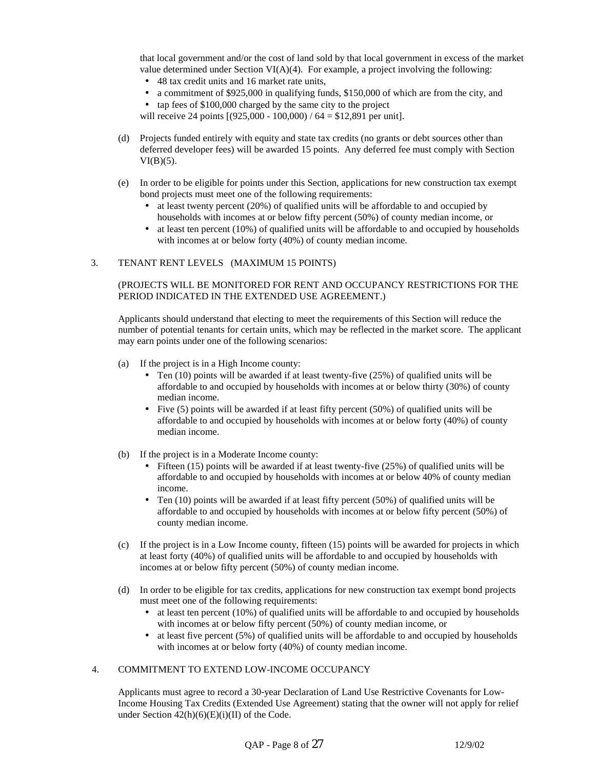that local government and/or the cost of land sold by that local government in excess of the market value determined under Section VI(A)(4). For example, a project involving the following:

- 48 tax credit units and 16 market rate units,
- a commitment of $925,000 in qualifying funds, $150,000 of which are from the city, and
- tap fees of $100,000 charged by the same city to the project

will receive 24 points [(925,000 - 100,000) / 64 = $12,891 per unit].

(d) Projects funded entirely with equity and state tax credits (no grants or debt sources other than deferred developer fees) will be awarded 15 points. Any deferred fee must comply with Section VI(B)(5).

(e) In order to be eligible for points under this Section, applications for new construction tax exempt bond projects must meet one of the following requirements:

- at least twenty percent (20%) of qualified units will be affordable to and occupied by households with incomes at or below fifty percent (50%) of county median income, or
- at least ten percent (10%) of qualified units will be affordable to and occupied by households with incomes at or below forty (40%) of county median income.

3. TENANT RENT LEVELS (MAXIMUM 15 POINTS)

(PROJECTS WILL BE MONITORED FOR RENT AND OCCUPANCY RESTRICTIONS FOR THE PERIOD INDICATED IN THE EXTENDED USE AGREEMENT.)

Applicants should understand that electing to meet the requirements of this Section will reduce the number of potential tenants for certain units, which may be reflected in the market score. The applicant may earn points under one of the following scenarios:

(a) If the project is in a High Income county:

- Ten (10) points will be awarded if at least twenty-five (25%) of qualified units will be affordable to and occupied by households with incomes at or below thirty (30%) of county median income.
- Five (5) points will be awarded if at least fifty percent (50%) of qualified units will be affordable to and occupied by households with incomes at or below forty (40%) of county median income.

(b) If the project is in a Moderate Income county:

- Fifteen (15) points will be awarded if at least twenty-five (25%) of qualified units will be affordable to and occupied by households with incomes at or below 40% of county median income.
- Ten (10) points will be awarded if at least fifty percent (50%) of qualified units will be affordable to and occupied by households with incomes at or below fifty percent (50%) of county median income.

(c) If the project is in a Low Income county, fifteen (15) points will be awarded for projects in which at least forty (40%) of qualified units will be affordable to and occupied by households with incomes at or below fifty percent (50%) of county median income.

(d) In order to be eligible for tax credits, applications for new construction tax exempt bond projects must meet one of the following requirements:

- at least ten percent (10%) of qualified units will be affordable to and occupied by households with incomes at or below fifty percent (50%) of county median income, or
- at least five percent (5%) of qualified units will be affordable to and occupied by households with incomes at or below forty (40%) of county median income.

4. COMMITMENT TO EXTEND LOW-INCOME OCCUPANCY

Applicants must agree to record a 30-year Declaration of Land Use Restrictive Covenants for Low-Income Housing Tax Credits (Extended Use Agreement) stating that the owner will not apply for relief under Section 42(h)(6)(E)(i)(II) of the Code.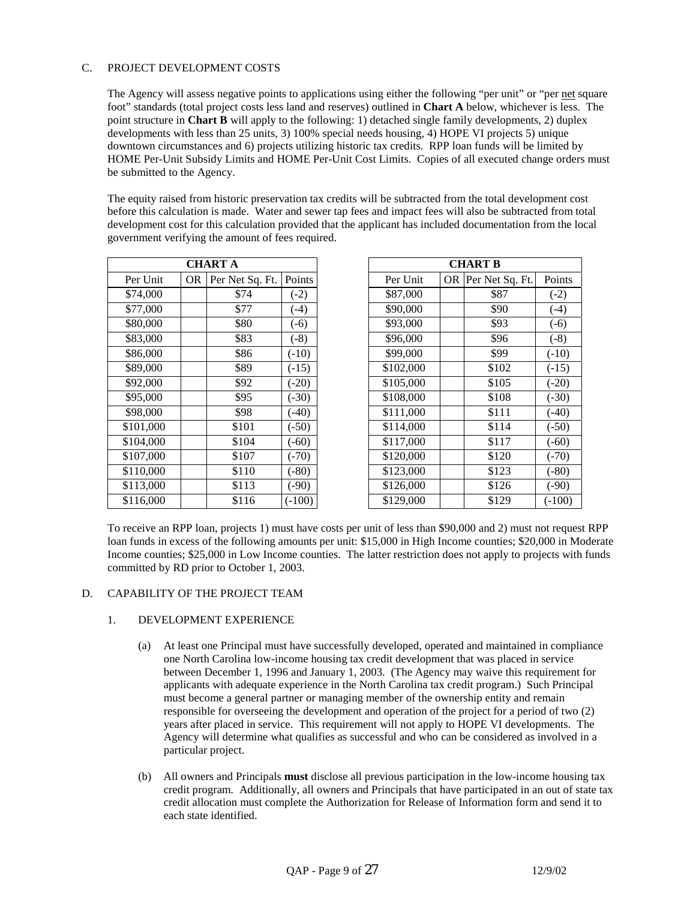C. PROJECT DEVELOPMENT COSTS

The Agency will assess negative points to applications using either the following "per unit" or "per net square foot" standards (total project costs less land and reserves) outlined in **Chart A** below, whichever is less. The point structure in **Chart B** will apply to the following: 1) detached single family developments, 2) duplex developments with less than 25 units, 3) 100% special needs housing, 4) HOPE VI projects 5) unique downtown circumstances and 6) projects utilizing historic tax credits. RPP loan funds will be limited by HOME Per-Unit Subsidy Limits and HOME Per-Unit Cost Limits. Copies of all executed change orders must be submitted to the Agency.

The equity raised from historic preservation tax credits will be subtracted from the total development cost before this calculation is made. Water and sewer tap fees and impact fees will also be subtracted from total development cost for this calculation provided that the applicant has included documentation from the local government verifying the amount of fees required.

**CHART A**

| Per Unit | OR | Per Net Sq. Ft. | Points |
|---|---|---|---|
| $74,000 | | $74 | (-2) |
| $77,000 | | $77 | (-4) |
| $80,000 | | $80 | (-6) |
| $83,000 | | $83 | (-8) |
| $86,000 | | $86 | (-10) |
| $89,000 | | $89 | (-15) |
| $92,000 | | $92 | (-20) |
| $95,000 | | $95 | (-30) |
| $98,000 | | $98 | (-40) |
| $101,000 | | $101 | (-50) |
| $104,000 | | $104 | (-60) |
| $107,000 | | $107 | (-70) |
| $110,000 | | $110 | (-80) |
| $113,000 | | $113 | (-90) |
| $116,000 | | $116 | (-100) |

**CHART B**

| Per Unit | OR | Per Net Sq. Ft. | Points |
|---|---|---|---|
| $87,000 | | $87 | (-2) |
| $90,000 | | $90 | (-4) |
| $93,000 | | $93 | (-6) |
| $96,000 | | $96 | (-8) |
| $99,000 | | $99 | (-10) |
| $102,000 | | $102 | (-15) |
| $105,000 | | $105 | (-20) |
| $108,000 | | $108 | (-30) |
| $111,000 | | $111 | (-40) |
| $114,000 | | $114 | (-50) |
| $117,000 | | $117 | (-60) |
| $120,000 | | $120 | (-70) |
| $123,000 | | $123 | (-80) |
| $126,000 | | $126 | (-90) |
| $129,000 | | $129 | (-100) |

To receive an RPP loan, projects 1) must have costs per unit of less than $90,000 and 2) must not request RPP loan funds in excess of the following amounts per unit: $15,000 in High Income counties; $20,000 in Moderate Income counties; $25,000 in Low Income counties. The latter restriction does not apply to projects with funds committed by RD prior to October 1, 2003.

D. CAPABILITY OF THE PROJECT TEAM

1. DEVELOPMENT EXPERIENCE

(a) At least one Principal must have successfully developed, operated and maintained in compliance one North Carolina low-income housing tax credit development that was placed in service between December 1, 1996 and January 1, 2003. (The Agency may waive this requirement for applicants with adequate experience in the North Carolina tax credit program.) Such Principal must become a general partner or managing member of the ownership entity and remain responsible for overseeing the development and operation of the project for a period of two (2) years after placed in service. This requirement will not apply to HOPE VI developments. The Agency will determine what qualifies as successful and who can be considered as involved in a particular project.

(b) All owners and Principals **must** disclose all previous participation in the low-income housing tax credit program. Additionally, all owners and Principals that have participated in an out of state tax credit allocation must complete the Authorization for Release of Information form and send it to each state identified.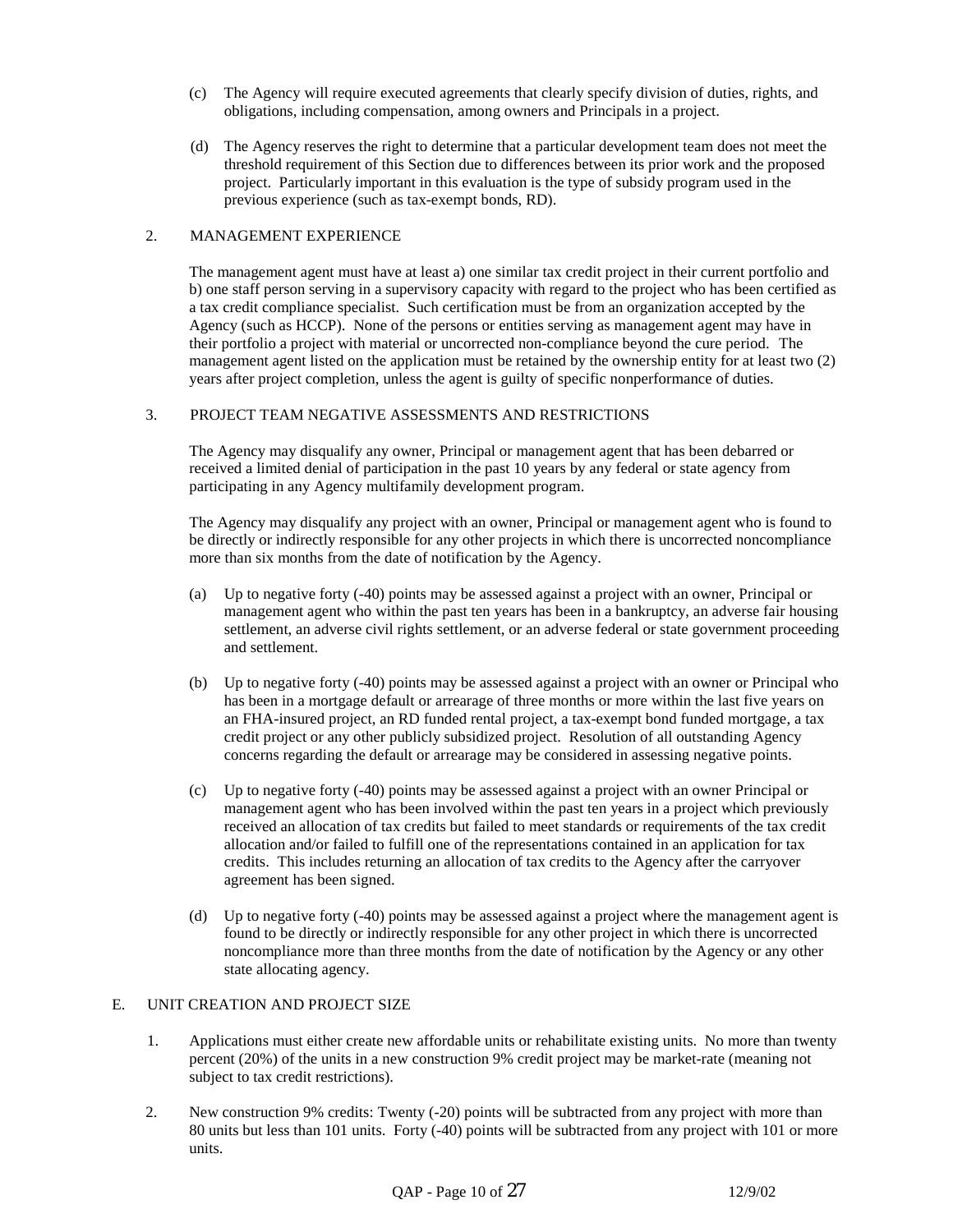(c) The Agency will require executed agreements that clearly specify division of duties, rights, and obligations, including compensation, among owners and Principals in a project.

(d) The Agency reserves the right to determine that a particular development team does not meet the threshold requirement of this Section due to differences between its prior work and the proposed project. Particularly important in this evaluation is the type of subsidy program used in the previous experience (such as tax-exempt bonds, RD).

2. MANAGEMENT EXPERIENCE

The management agent must have at least a) one similar tax credit project in their current portfolio and b) one staff person serving in a supervisory capacity with regard to the project who has been certified as a tax credit compliance specialist. Such certification must be from an organization accepted by the Agency (such as HCCP). None of the persons or entities serving as management agent may have in their portfolio a project with material or uncorrected non-compliance beyond the cure period. The management agent listed on the application must be retained by the ownership entity for at least two (2) years after project completion, unless the agent is guilty of specific nonperformance of duties.

3. PROJECT TEAM NEGATIVE ASSESSMENTS AND RESTRICTIONS

The Agency may disqualify any owner, Principal or management agent that has been debarred or received a limited denial of participation in the past 10 years by any federal or state agency from participating in any Agency multifamily development program.

The Agency may disqualify any project with an owner, Principal or management agent who is found to be directly or indirectly responsible for any other projects in which there is uncorrected noncompliance more than six months from the date of notification by the Agency.

(a) Up to negative forty (-40) points may be assessed against a project with an owner, Principal or management agent who within the past ten years has been in a bankruptcy, an adverse fair housing settlement, an adverse civil rights settlement, or an adverse federal or state government proceeding and settlement.

(b) Up to negative forty (-40) points may be assessed against a project with an owner or Principal who has been in a mortgage default or arrearage of three months or more within the last five years on an FHA-insured project, an RD funded rental project, a tax-exempt bond funded mortgage, a tax credit project or any other publicly subsidized project. Resolution of all outstanding Agency concerns regarding the default or arrearage may be considered in assessing negative points.

(c) Up to negative forty (-40) points may be assessed against a project with an owner Principal or management agent who has been involved within the past ten years in a project which previously received an allocation of tax credits but failed to meet standards or requirements of the tax credit allocation and/or failed to fulfill one of the representations contained in an application for tax credits. This includes returning an allocation of tax credits to the Agency after the carryover agreement has been signed.

(d) Up to negative forty (-40) points may be assessed against a project where the management agent is found to be directly or indirectly responsible for any other project in which there is uncorrected noncompliance more than three months from the date of notification by the Agency or any other state allocating agency.

E. UNIT CREATION AND PROJECT SIZE

1. Applications must either create new affordable units or rehabilitate existing units. No more than twenty percent (20%) of the units in a new construction 9% credit project may be market-rate (meaning not subject to tax credit restrictions).

2. New construction 9% credits: Twenty (-20) points will be subtracted from any project with more than 80 units but less than 101 units. Forty (-40) points will be subtracted from any project with 101 or more units.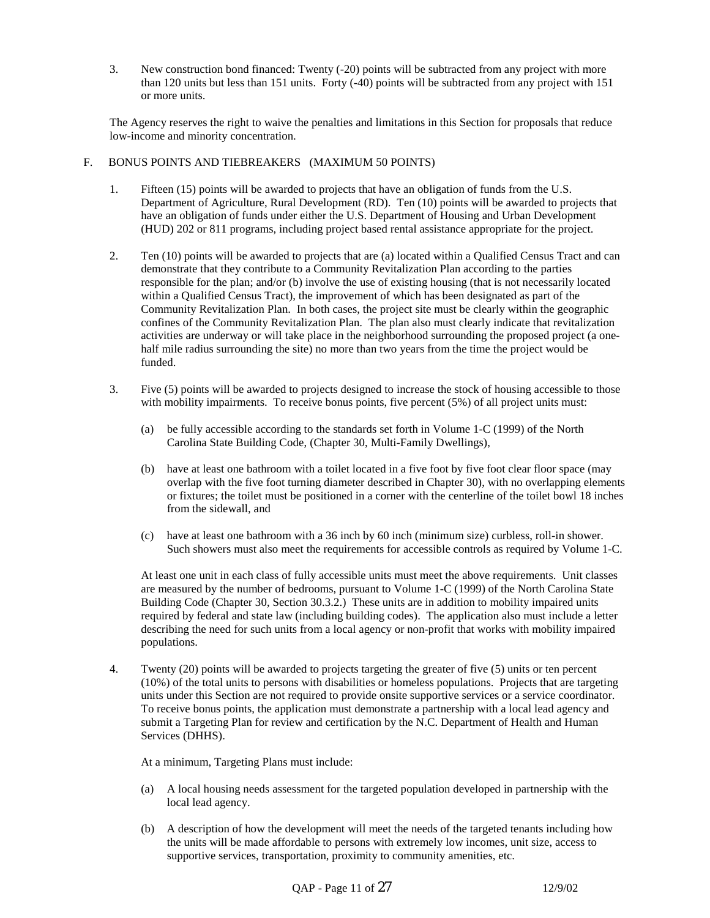3. New construction bond financed: Twenty (-20) points will be subtracted from any project with more than 120 units but less than 151 units. Forty (-40) points will be subtracted from any project with 151 or more units.

The Agency reserves the right to waive the penalties and limitations in this Section for proposals that reduce low-income and minority concentration.

F. BONUS POINTS AND TIEBREAKERS (MAXIMUM 50 POINTS)

1. Fifteen (15) points will be awarded to projects that have an obligation of funds from the U.S. Department of Agriculture, Rural Development (RD). Ten (10) points will be awarded to projects that have an obligation of funds under either the U.S. Department of Housing and Urban Development (HUD) 202 or 811 programs, including project based rental assistance appropriate for the project.

2. Ten (10) points will be awarded to projects that are (a) located within a Qualified Census Tract and can demonstrate that they contribute to a Community Revitalization Plan according to the parties responsible for the plan; and/or (b) involve the use of existing housing (that is not necessarily located within a Qualified Census Tract), the improvement of which has been designated as part of the Community Revitalization Plan. In both cases, the project site must be clearly within the geographic confines of the Community Revitalization Plan. The plan also must clearly indicate that revitalization activities are underway or will take place in the neighborhood surrounding the proposed project (a one-half mile radius surrounding the site) no more than two years from the time the project would be funded.

3. Five (5) points will be awarded to projects designed to increase the stock of housing accessible to those with mobility impairments. To receive bonus points, five percent (5%) of all project units must:

   (a) be fully accessible according to the standards set forth in Volume 1-C (1999) of the North Carolina State Building Code, (Chapter 30, Multi-Family Dwellings),

   (b) have at least one bathroom with a toilet located in a five foot by five foot clear floor space (may overlap with the five foot turning diameter described in Chapter 30), with no overlapping elements or fixtures; the toilet must be positioned in a corner with the centerline of the toilet bowl 18 inches from the sidewall, and

   (c) have at least one bathroom with a 36 inch by 60 inch (minimum size) curbless, roll-in shower. Such showers must also meet the requirements for accessible controls as required by Volume 1-C.

   At least one unit in each class of fully accessible units must meet the above requirements. Unit classes are measured by the number of bedrooms, pursuant to Volume 1-C (1999) of the North Carolina State Building Code (Chapter 30, Section 30.3.2.) These units are in addition to mobility impaired units required by federal and state law (including building codes). The application also must include a letter describing the need for such units from a local agency or non-profit that works with mobility impaired populations.

4. Twenty (20) points will be awarded to projects targeting the greater of five (5) units or ten percent (10%) of the total units to persons with disabilities or homeless populations. Projects that are targeting units under this Section are not required to provide onsite supportive services or a service coordinator. To receive bonus points, the application must demonstrate a partnership with a local lead agency and submit a Targeting Plan for review and certification by the N.C. Department of Health and Human Services (DHHS).

   At a minimum, Targeting Plans must include:

   (a) A local housing needs assessment for the targeted population developed in partnership with the local lead agency.

   (b) A description of how the development will meet the needs of the targeted tenants including how the units will be made affordable to persons with extremely low incomes, unit size, access to supportive services, transportation, proximity to community amenities, etc.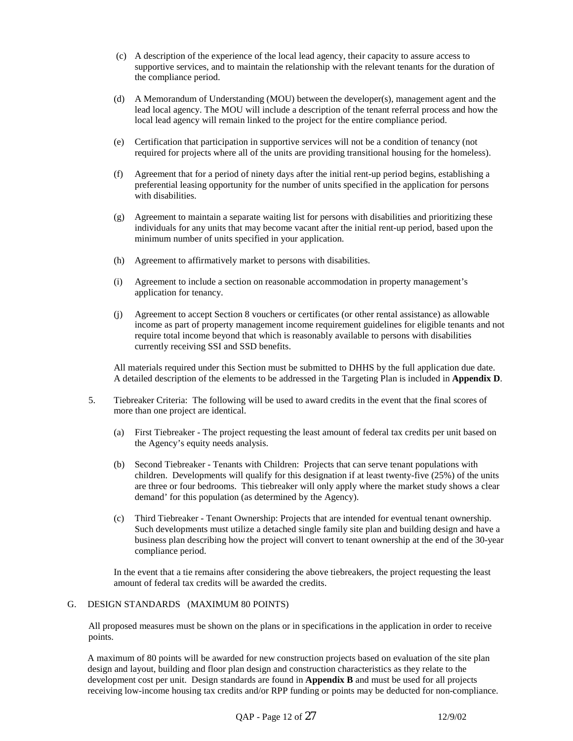(c) A description of the experience of the local lead agency, their capacity to assure access to supportive services, and to maintain the relationship with the relevant tenants for the duration of the compliance period.

(d) A Memorandum of Understanding (MOU) between the developer(s), management agent and the lead local agency. The MOU will include a description of the tenant referral process and how the local lead agency will remain linked to the project for the entire compliance period.

(e) Certification that participation in supportive services will not be a condition of tenancy (not required for projects where all of the units are providing transitional housing for the homeless).

(f) Agreement that for a period of ninety days after the initial rent-up period begins, establishing a preferential leasing opportunity for the number of units specified in the application for persons with disabilities.

(g) Agreement to maintain a separate waiting list for persons with disabilities and prioritizing these individuals for any units that may become vacant after the initial rent-up period, based upon the minimum number of units specified in your application.

(h) Agreement to affirmatively market to persons with disabilities.

(i) Agreement to include a section on reasonable accommodation in property management's application for tenancy.

(j) Agreement to accept Section 8 vouchers or certificates (or other rental assistance) as allowable income as part of property management income requirement guidelines for eligible tenants and not require total income beyond that which is reasonably available to persons with disabilities currently receiving SSI and SSD benefits.

All materials required under this Section must be submitted to DHHS by the full application due date. A detailed description of the elements to be addressed in the Targeting Plan is included in **Appendix D**.

5. Tiebreaker Criteria: The following will be used to award credits in the event that the final scores of more than one project are identical.

   (a) First Tiebreaker - The project requesting the least amount of federal tax credits per unit based on the Agency's equity needs analysis.

   (b) Second Tiebreaker - Tenants with Children: Projects that can serve tenant populations with children. Developments will qualify for this designation if at least twenty-five (25%) of the units are three or four bedrooms. This tiebreaker will only apply where the market study shows a clear demand' for this population (as determined by the Agency).

   (c) Third Tiebreaker - Tenant Ownership: Projects that are intended for eventual tenant ownership. Such developments must utilize a detached single family site plan and building design and have a business plan describing how the project will convert to tenant ownership at the end of the 30-year compliance period.

   In the event that a tie remains after considering the above tiebreakers, the project requesting the least amount of federal tax credits will be awarded the credits.

## G. DESIGN STANDARDS (MAXIMUM 80 POINTS)

All proposed measures must be shown on the plans or in specifications in the application in order to receive points.

A maximum of 80 points will be awarded for new construction projects based on evaluation of the site plan design and layout, building and floor plan design and construction characteristics as they relate to the development cost per unit. Design standards are found in **Appendix B** and must be used for all projects receiving low-income housing tax credits and/or RPP funding or points may be deducted for non-compliance.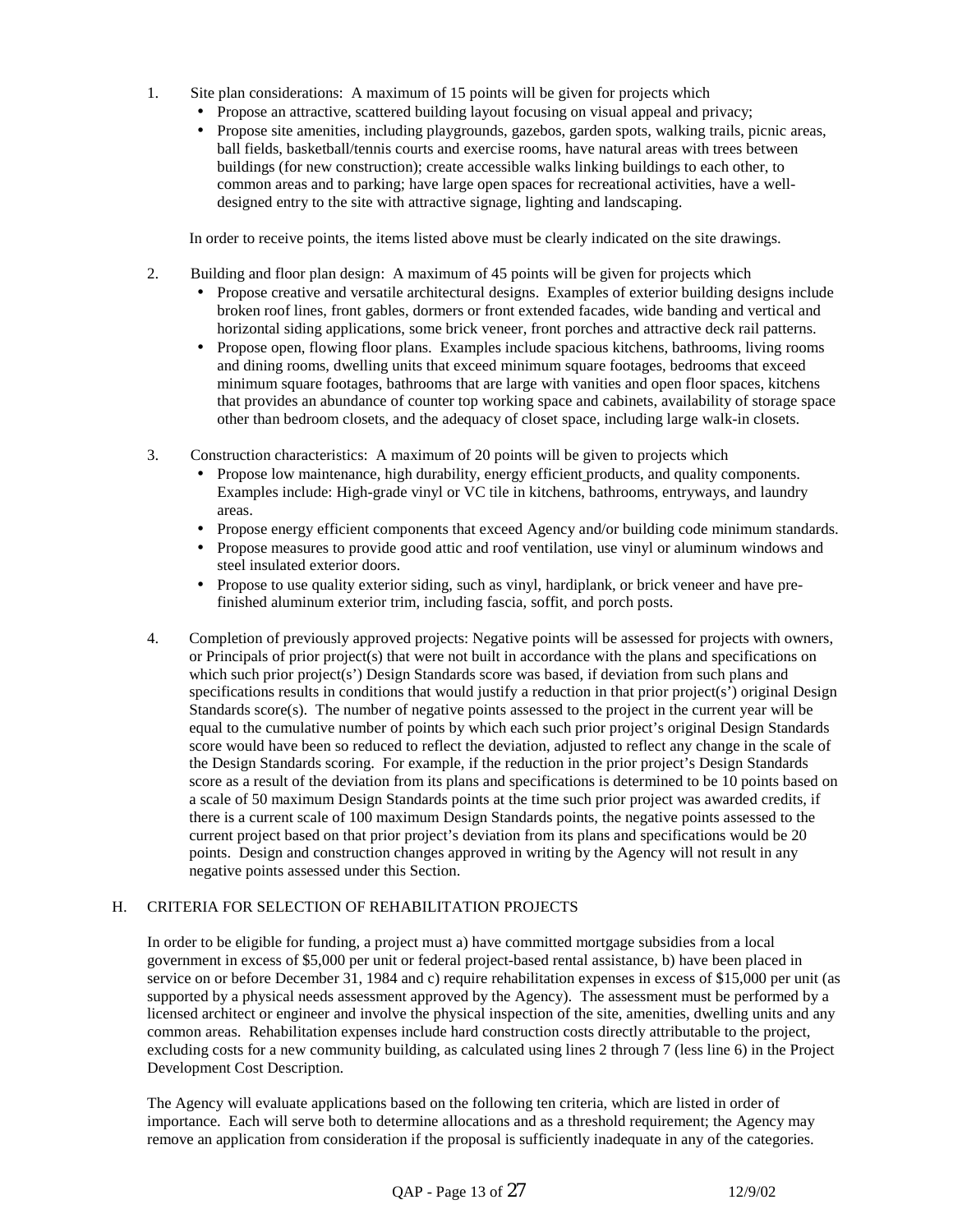1. Site plan considerations: A maximum of 15 points will be given for projects which
   - Propose an attractive, scattered building layout focusing on visual appeal and privacy;
   - Propose site amenities, including playgrounds, gazebos, garden spots, walking trails, picnic areas, ball fields, basketball/tennis courts and exercise rooms, have natural areas with trees between buildings (for new construction); create accessible walks linking buildings to each other, to common areas and to parking; have large open spaces for recreational activities, have a well-designed entry to the site with attractive signage, lighting and landscaping.

   In order to receive points, the items listed above must be clearly indicated on the site drawings.

2. Building and floor plan design: A maximum of 45 points will be given for projects which
   - Propose creative and versatile architectural designs. Examples of exterior building designs include broken roof lines, front gables, dormers or front extended facades, wide banding and vertical and horizontal siding applications, some brick veneer, front porches and attractive deck rail patterns.
   - Propose open, flowing floor plans. Examples include spacious kitchens, bathrooms, living rooms and dining rooms, dwelling units that exceed minimum square footages, bedrooms that exceed minimum square footages, bathrooms that are large with vanities and open floor spaces, kitchens that provides an abundance of counter top working space and cabinets, availability of storage space other than bedroom closets, and the adequacy of closet space, including large walk-in closets.

3. Construction characteristics: A maximum of 20 points will be given to projects which
   - Propose low maintenance, high durability, energy efficient products, and quality components. Examples include: High-grade vinyl or VC tile in kitchens, bathrooms, entryways, and laundry areas.
   - Propose energy efficient components that exceed Agency and/or building code minimum standards.
   - Propose measures to provide good attic and roof ventilation, use vinyl or aluminum windows and steel insulated exterior doors.
   - Propose to use quality exterior siding, such as vinyl, hardiplank, or brick veneer and have pre-finished aluminum exterior trim, including fascia, soffit, and porch posts.

4. Completion of previously approved projects: Negative points will be assessed for projects with owners, or Principals of prior project(s) that were not built in accordance with the plans and specifications on which such prior project(s') Design Standards score was based, if deviation from such plans and specifications results in conditions that would justify a reduction in that prior project(s') original Design Standards score(s). The number of negative points assessed to the project in the current year will be equal to the cumulative number of points by which each such prior project's original Design Standards score would have been so reduced to reflect the deviation, adjusted to reflect any change in the scale of the Design Standards scoring. For example, if the reduction in the prior project's Design Standards score as a result of the deviation from its plans and specifications is determined to be 10 points based on a scale of 50 maximum Design Standards points at the time such prior project was awarded credits, if there is a current scale of 100 maximum Design Standards points, the negative points assessed to the current project based on that prior project's deviation from its plans and specifications would be 20 points. Design and construction changes approved in writing by the Agency will not result in any negative points assessed under this Section.

## H. CRITERIA FOR SELECTION OF REHABILITATION PROJECTS

In order to be eligible for funding, a project must a) have committed mortgage subsidies from a local government in excess of $5,000 per unit or federal project-based rental assistance, b) have been placed in service on or before December 31, 1984 and c) require rehabilitation expenses in excess of $15,000 per unit (as supported by a physical needs assessment approved by the Agency). The assessment must be performed by a licensed architect or engineer and involve the physical inspection of the site, amenities, dwelling units and any common areas. Rehabilitation expenses include hard construction costs directly attributable to the project, excluding costs for a new community building, as calculated using lines 2 through 7 (less line 6) in the Project Development Cost Description.

The Agency will evaluate applications based on the following ten criteria, which are listed in order of importance. Each will serve both to determine allocations and as a threshold requirement; the Agency may remove an application from consideration if the proposal is sufficiently inadequate in any of the categories.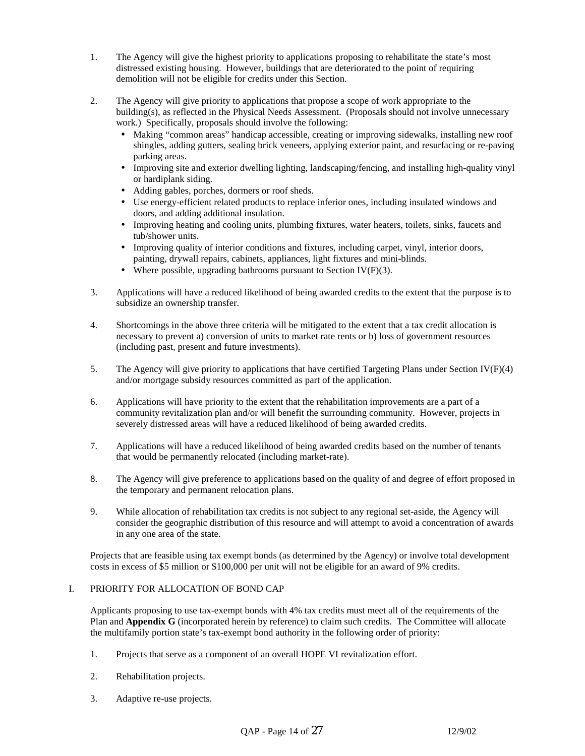1. The Agency will give the highest priority to applications proposing to rehabilitate the state's most distressed existing housing. However, buildings that are deteriorated to the point of requiring demolition will not be eligible for credits under this Section.

2. The Agency will give priority to applications that propose a scope of work appropriate to the building(s), as reflected in the Physical Needs Assessment. (Proposals should not involve unnecessary work.) Specifically, proposals should involve the following:
   - Making "common areas" handicap accessible, creating or improving sidewalks, installing new roof shingles, adding gutters, sealing brick veneers, applying exterior paint, and resurfacing or re-paving parking areas.
   - Improving site and exterior dwelling lighting, landscaping/fencing, and installing high-quality vinyl or hardiplank siding.
   - Adding gables, porches, dormers or roof sheds.
   - Use energy-efficient related products to replace inferior ones, including insulated windows and doors, and adding additional insulation.
   - Improving heating and cooling units, plumbing fixtures, water heaters, toilets, sinks, faucets and tub/shower units.
   - Improving quality of interior conditions and fixtures, including carpet, vinyl, interior doors, painting, drywall repairs, cabinets, appliances, light fixtures and mini-blinds.
   - Where possible, upgrading bathrooms pursuant to Section IV(F)(3).

3. Applications will have a reduced likelihood of being awarded credits to the extent that the purpose is to subsidize an ownership transfer.

4. Shortcomings in the above three criteria will be mitigated to the extent that a tax credit allocation is necessary to prevent a) conversion of units to market rate rents or b) loss of government resources (including past, present and future investments).

5. The Agency will give priority to applications that have certified Targeting Plans under Section IV(F)(4) and/or mortgage subsidy resources committed as part of the application.

6. Applications will have priority to the extent that the rehabilitation improvements are a part of a community revitalization plan and/or will benefit the surrounding community. However, projects in severely distressed areas will have a reduced likelihood of being awarded credits.

7. Applications will have a reduced likelihood of being awarded credits based on the number of tenants that would be permanently relocated (including market-rate).

8. The Agency will give preference to applications based on the quality of and degree of effort proposed in the temporary and permanent relocation plans.

9. While allocation of rehabilitation tax credits is not subject to any regional set-aside, the Agency will consider the geographic distribution of this resource and will attempt to avoid a concentration of awards in any one area of the state.

Projects that are feasible using tax exempt bonds (as determined by the Agency) or involve total development costs in excess of $5 million or $100,000 per unit will not be eligible for an award of 9% credits.

## I. PRIORITY FOR ALLOCATION OF BOND CAP

Applicants proposing to use tax-exempt bonds with 4% tax credits must meet all of the requirements of the Plan and **Appendix G** (incorporated herein by reference) to claim such credits. The Committee will allocate the multifamily portion state's tax-exempt bond authority in the following order of priority:

1. Projects that serve as a component of an overall HOPE VI revitalization effort.

2. Rehabilitation projects.

3. Adaptive re-use projects.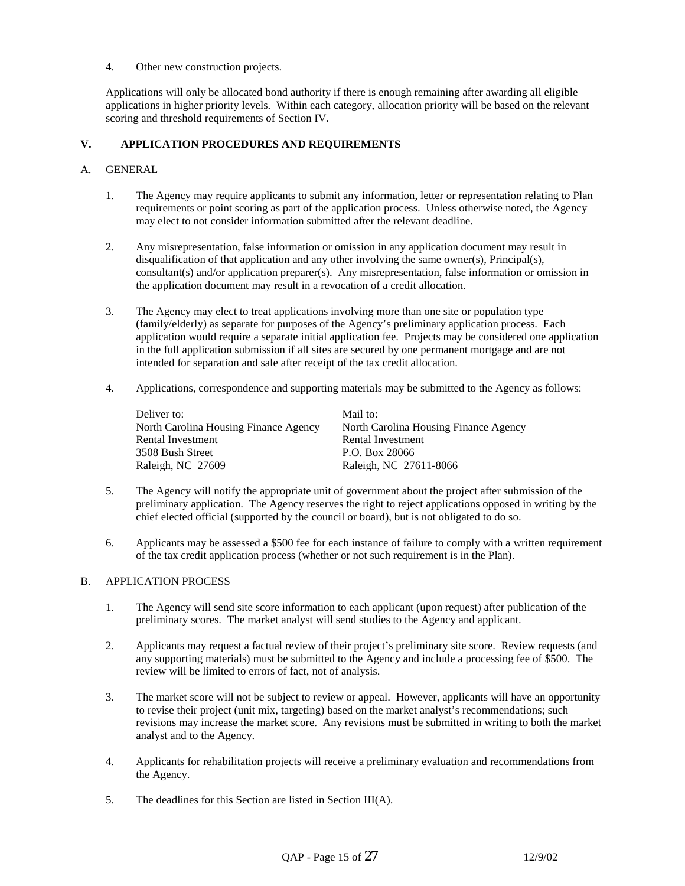4. Other new construction projects.

Applications will only be allocated bond authority if there is enough remaining after awarding all eligible applications in higher priority levels. Within each category, allocation priority will be based on the relevant scoring and threshold requirements of Section IV.

## V. APPLICATION PROCEDURES AND REQUIREMENTS

### A. GENERAL

1. The Agency may require applicants to submit any information, letter or representation relating to Plan requirements or point scoring as part of the application process. Unless otherwise noted, the Agency may elect to not consider information submitted after the relevant deadline.

2. Any misrepresentation, false information or omission in any application document may result in disqualification of that application and any other involving the same owner(s), Principal(s), consultant(s) and/or application preparer(s). Any misrepresentation, false information or omission in the application document may result in a revocation of a credit allocation.

3. The Agency may elect to treat applications involving more than one site or population type (family/elderly) as separate for purposes of the Agency's preliminary application process. Each application would require a separate initial application fee. Projects may be considered one application in the full application submission if all sites are secured by one permanent mortgage and are not intended for separation and sale after receipt of the tax credit allocation.

4. Applications, correspondence and supporting materials may be submitted to the Agency as follows:

| Deliver to: | Mail to: |
|---|---|
| North Carolina Housing Finance Agency | North Carolina Housing Finance Agency |
| Rental Investment | Rental Investment |
| 3508 Bush Street | P.O. Box 28066 |
| Raleigh, NC 27609 | Raleigh, NC 27611-8066 |

5. The Agency will notify the appropriate unit of government about the project after submission of the preliminary application. The Agency reserves the right to reject applications opposed in writing by the chief elected official (supported by the council or board), but is not obligated to do so.

6. Applicants may be assessed a $500 fee for each instance of failure to comply with a written requirement of the tax credit application process (whether or not such requirement is in the Plan).

### B. APPLICATION PROCESS

1. The Agency will send site score information to each applicant (upon request) after publication of the preliminary scores. The market analyst will send studies to the Agency and applicant.

2. Applicants may request a factual review of their project's preliminary site score. Review requests (and any supporting materials) must be submitted to the Agency and include a processing fee of $500. The review will be limited to errors of fact, not of analysis.

3. The market score will not be subject to review or appeal. However, applicants will have an opportunity to revise their project (unit mix, targeting) based on the market analyst's recommendations; such revisions may increase the market score. Any revisions must be submitted in writing to both the market analyst and to the Agency.

4. Applicants for rehabilitation projects will receive a preliminary evaluation and recommendations from the Agency.

5. The deadlines for this Section are listed in Section III(A).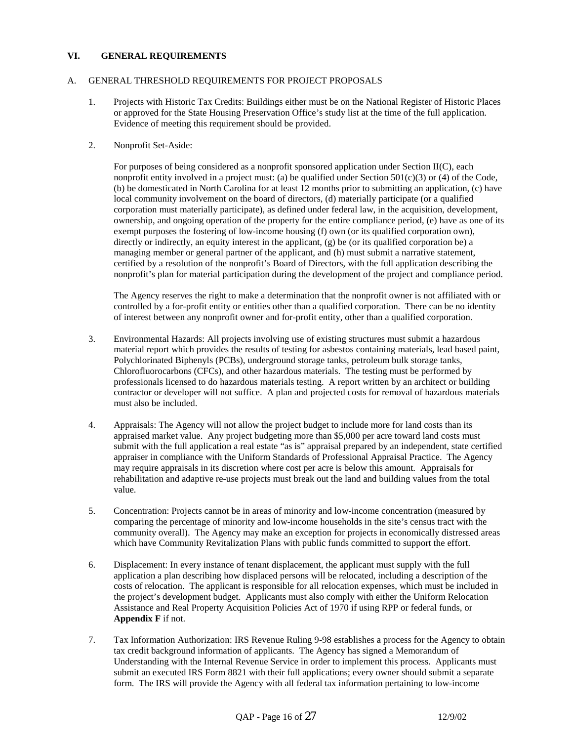## VI. GENERAL REQUIREMENTS

### A. GENERAL THRESHOLD REQUIREMENTS FOR PROJECT PROPOSALS

1. Projects with Historic Tax Credits: Buildings either must be on the National Register of Historic Places or approved for the State Housing Preservation Office's study list at the time of the full application. Evidence of meeting this requirement should be provided.

2. Nonprofit Set-Aside:

   For purposes of being considered as a nonprofit sponsored application under Section II(C), each nonprofit entity involved in a project must: (a) be qualified under Section 501(c)(3) or (4) of the Code, (b) be domesticated in North Carolina for at least 12 months prior to submitting an application, (c) have local community involvement on the board of directors, (d) materially participate (or a qualified corporation must materially participate), as defined under federal law, in the acquisition, development, ownership, and ongoing operation of the property for the entire compliance period, (e) have as one of its exempt purposes the fostering of low-income housing (f) own (or its qualified corporation own), directly or indirectly, an equity interest in the applicant, (g) be (or its qualified corporation be) a managing member or general partner of the applicant, and (h) must submit a narrative statement, certified by a resolution of the nonprofit's Board of Directors, with the full application describing the nonprofit's plan for material participation during the development of the project and compliance period.

   The Agency reserves the right to make a determination that the nonprofit owner is not affiliated with or controlled by a for-profit entity or entities other than a qualified corporation. There can be no identity of interest between any nonprofit owner and for-profit entity, other than a qualified corporation.

3. Environmental Hazards: All projects involving use of existing structures must submit a hazardous material report which provides the results of testing for asbestos containing materials, lead based paint, Polychlorinated Biphenyls (PCBs), underground storage tanks, petroleum bulk storage tanks, Chlorofluorocarbons (CFCs), and other hazardous materials. The testing must be performed by professionals licensed to do hazardous materials testing. A report written by an architect or building contractor or developer will not suffice. A plan and projected costs for removal of hazardous materials must also be included.

4. Appraisals: The Agency will not allow the project budget to include more for land costs than its appraised market value. Any project budgeting more than $5,000 per acre toward land costs must submit with the full application a real estate "as is" appraisal prepared by an independent, state certified appraiser in compliance with the Uniform Standards of Professional Appraisal Practice. The Agency may require appraisals in its discretion where cost per acre is below this amount. Appraisals for rehabilitation and adaptive re-use projects must break out the land and building values from the total value.

5. Concentration: Projects cannot be in areas of minority and low-income concentration (measured by comparing the percentage of minority and low-income households in the site's census tract with the community overall). The Agency may make an exception for projects in economically distressed areas which have Community Revitalization Plans with public funds committed to support the effort.

6. Displacement: In every instance of tenant displacement, the applicant must supply with the full application a plan describing how displaced persons will be relocated, including a description of the costs of relocation. The applicant is responsible for all relocation expenses, which must be included in the project's development budget. Applicants must also comply with either the Uniform Relocation Assistance and Real Property Acquisition Policies Act of 1970 if using RPP or federal funds, or **Appendix F** if not.

7. Tax Information Authorization: IRS Revenue Ruling 9-98 establishes a process for the Agency to obtain tax credit background information of applicants. The Agency has signed a Memorandum of Understanding with the Internal Revenue Service in order to implement this process. Applicants must submit an executed IRS Form 8821 with their full applications; every owner should submit a separate form. The IRS will provide the Agency with all federal tax information pertaining to low-income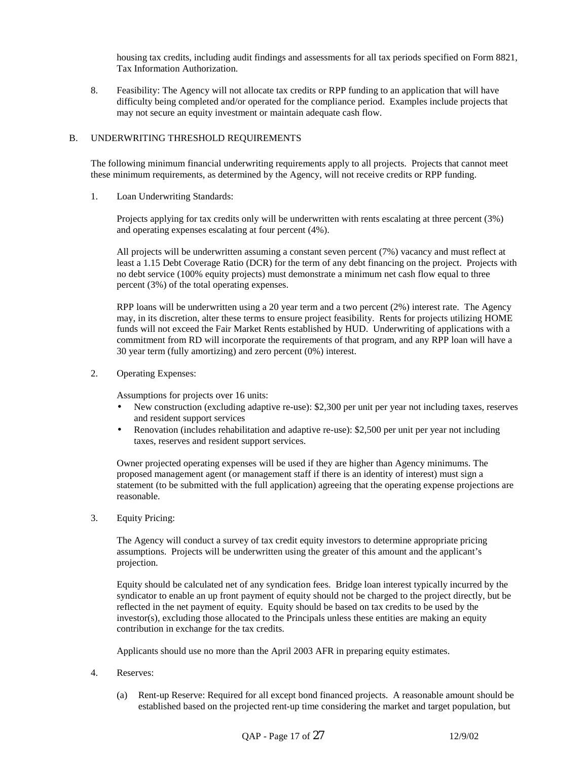housing tax credits, including audit findings and assessments for all tax periods specified on Form 8821, Tax Information Authorization.

8. Feasibility: The Agency will not allocate tax credits or RPP funding to an application that will have difficulty being completed and/or operated for the compliance period. Examples include projects that may not secure an equity investment or maintain adequate cash flow.

## B. UNDERWRITING THRESHOLD REQUIREMENTS

The following minimum financial underwriting requirements apply to all projects. Projects that cannot meet these minimum requirements, as determined by the Agency, will not receive credits or RPP funding.

1. Loan Underwriting Standards:

   Projects applying for tax credits only will be underwritten with rents escalating at three percent (3%) and operating expenses escalating at four percent (4%).

   All projects will be underwritten assuming a constant seven percent (7%) vacancy and must reflect at least a 1.15 Debt Coverage Ratio (DCR) for the term of any debt financing on the project. Projects with no debt service (100% equity projects) must demonstrate a minimum net cash flow equal to three percent (3%) of the total operating expenses.

   RPP loans will be underwritten using a 20 year term and a two percent (2%) interest rate. The Agency may, in its discretion, alter these terms to ensure project feasibility. Rents for projects utilizing HOME funds will not exceed the Fair Market Rents established by HUD. Underwriting of applications with a commitment from RD will incorporate the requirements of that program, and any RPP loan will have a 30 year term (fully amortizing) and zero percent (0%) interest.

2. Operating Expenses:

   Assumptions for projects over 16 units:
   - New construction (excluding adaptive re-use): $2,300 per unit per year not including taxes, reserves and resident support services
   - Renovation (includes rehabilitation and adaptive re-use): $2,500 per unit per year not including taxes, reserves and resident support services.

   Owner projected operating expenses will be used if they are higher than Agency minimums. The proposed management agent (or management staff if there is an identity of interest) must sign a statement (to be submitted with the full application) agreeing that the operating expense projections are reasonable.

3. Equity Pricing:

   The Agency will conduct a survey of tax credit equity investors to determine appropriate pricing assumptions. Projects will be underwritten using the greater of this amount and the applicant's projection.

   Equity should be calculated net of any syndication fees. Bridge loan interest typically incurred by the syndicator to enable an up front payment of equity should not be charged to the project directly, but be reflected in the net payment of equity. Equity should be based on tax credits to be used by the investor(s), excluding those allocated to the Principals unless these entities are making an equity contribution in exchange for the tax credits.

   Applicants should use no more than the April 2003 AFR in preparing equity estimates.

4. Reserves:

   (a) Rent-up Reserve: Required for all except bond financed projects. A reasonable amount should be established based on the projected rent-up time considering the market and target population, but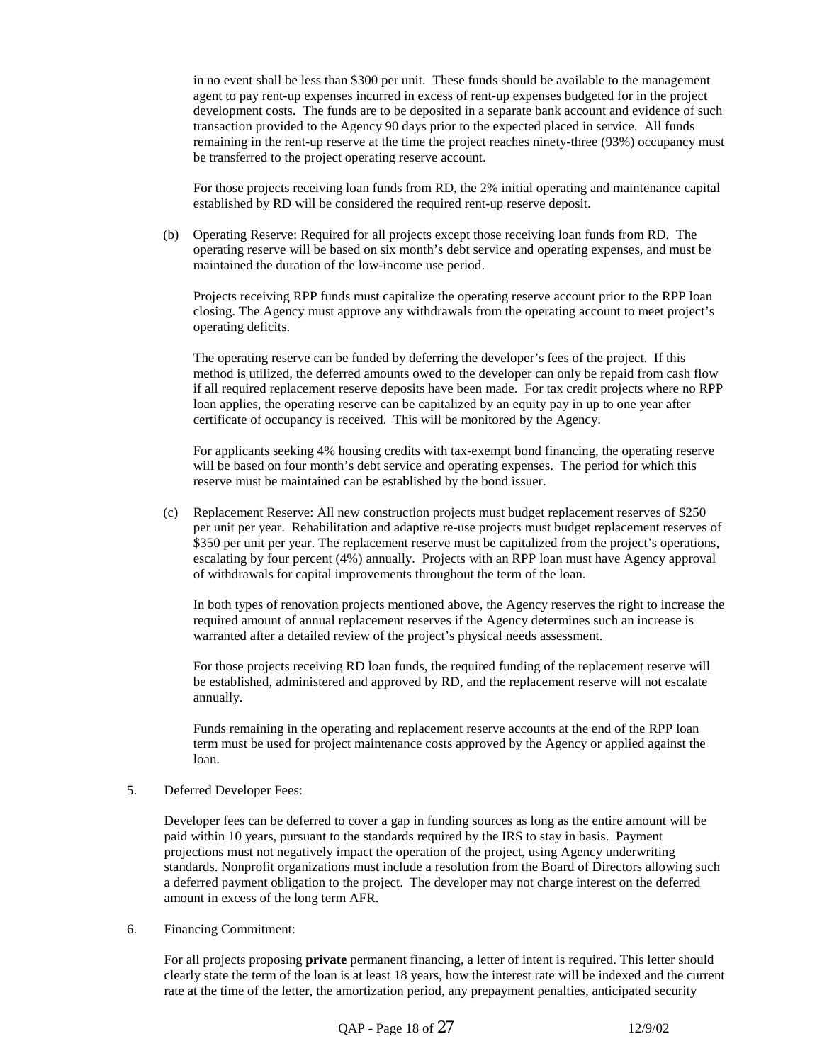in no event shall be less than $300 per unit. These funds should be available to the management agent to pay rent-up expenses incurred in excess of rent-up expenses budgeted for in the project development costs. The funds are to be deposited in a separate bank account and evidence of such transaction provided to the Agency 90 days prior to the expected placed in service. All funds remaining in the rent-up reserve at the time the project reaches ninety-three (93%) occupancy must be transferred to the project operating reserve account.

For those projects receiving loan funds from RD, the 2% initial operating and maintenance capital established by RD will be considered the required rent-up reserve deposit.

(b) Operating Reserve: Required for all projects except those receiving loan funds from RD. The operating reserve will be based on six month's debt service and operating expenses, and must be maintained the duration of the low-income use period.

Projects receiving RPP funds must capitalize the operating reserve account prior to the RPP loan closing. The Agency must approve any withdrawals from the operating account to meet project's operating deficits.

The operating reserve can be funded by deferring the developer's fees of the project. If this method is utilized, the deferred amounts owed to the developer can only be repaid from cash flow if all required replacement reserve deposits have been made. For tax credit projects where no RPP loan applies, the operating reserve can be capitalized by an equity pay in up to one year after certificate of occupancy is received. This will be monitored by the Agency.

For applicants seeking 4% housing credits with tax-exempt bond financing, the operating reserve will be based on four month's debt service and operating expenses. The period for which this reserve must be maintained can be established by the bond issuer.

(c) Replacement Reserve: All new construction projects must budget replacement reserves of $250 per unit per year. Rehabilitation and adaptive re-use projects must budget replacement reserves of $350 per unit per year. The replacement reserve must be capitalized from the project's operations, escalating by four percent (4%) annually. Projects with an RPP loan must have Agency approval of withdrawals for capital improvements throughout the term of the loan.

In both types of renovation projects mentioned above, the Agency reserves the right to increase the required amount of annual replacement reserves if the Agency determines such an increase is warranted after a detailed review of the project's physical needs assessment.

For those projects receiving RD loan funds, the required funding of the replacement reserve will be established, administered and approved by RD, and the replacement reserve will not escalate annually.

Funds remaining in the operating and replacement reserve accounts at the end of the RPP loan term must be used for project maintenance costs approved by the Agency or applied against the loan.

5. Deferred Developer Fees:

Developer fees can be deferred to cover a gap in funding sources as long as the entire amount will be paid within 10 years, pursuant to the standards required by the IRS to stay in basis. Payment projections must not negatively impact the operation of the project, using Agency underwriting standards. Nonprofit organizations must include a resolution from the Board of Directors allowing such a deferred payment obligation to the project. The developer may not charge interest on the deferred amount in excess of the long term AFR.

6. Financing Commitment:

For all projects proposing **private** permanent financing, a letter of intent is required. This letter should clearly state the term of the loan is at least 18 years, how the interest rate will be indexed and the current rate at the time of the letter, the amortization period, any prepayment penalties, anticipated security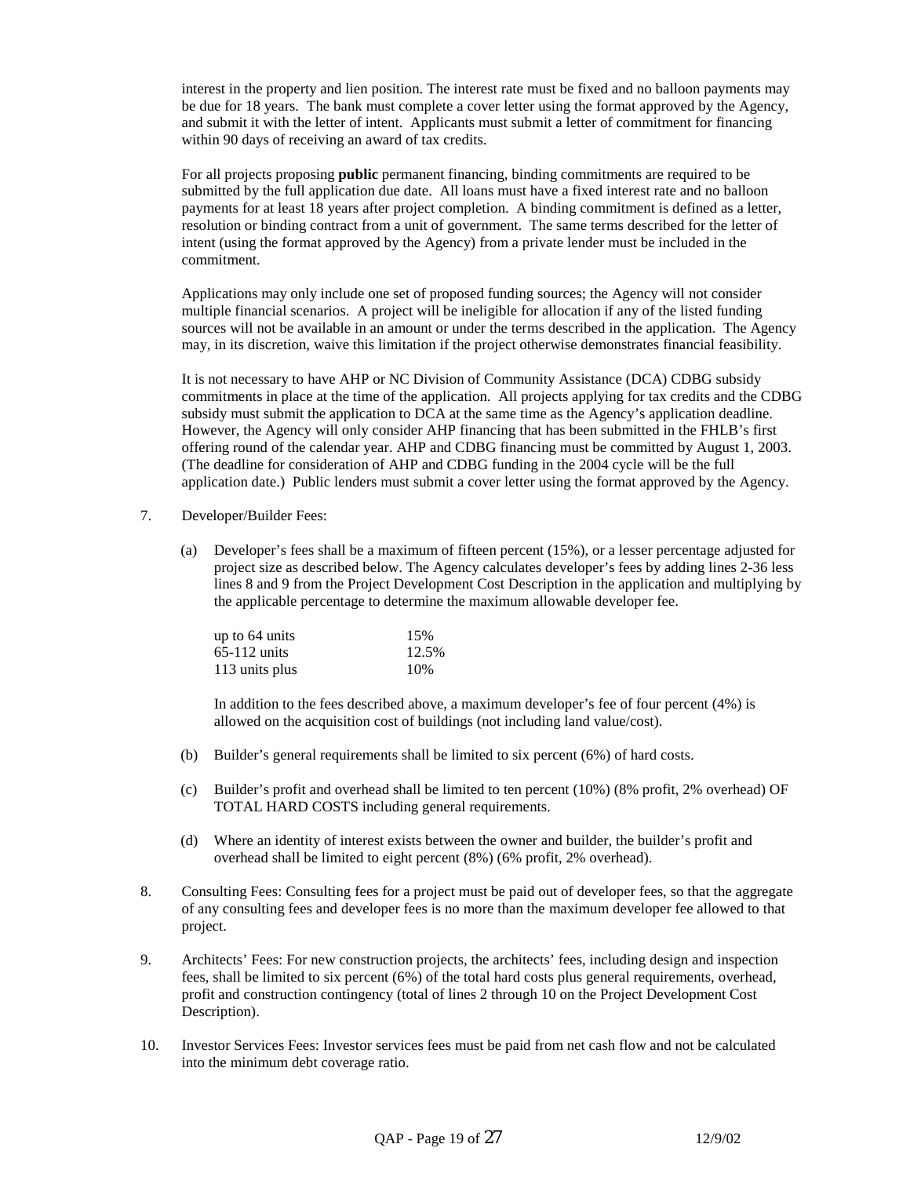interest in the property and lien position. The interest rate must be fixed and no balloon payments may be due for 18 years. The bank must complete a cover letter using the format approved by the Agency, and submit it with the letter of intent. Applicants must submit a letter of commitment for financing within 90 days of receiving an award of tax credits.

For all projects proposing **public** permanent financing, binding commitments are required to be submitted by the full application due date. All loans must have a fixed interest rate and no balloon payments for at least 18 years after project completion. A binding commitment is defined as a letter, resolution or binding contract from a unit of government. The same terms described for the letter of intent (using the format approved by the Agency) from a private lender must be included in the commitment.

Applications may only include one set of proposed funding sources; the Agency will not consider multiple financial scenarios. A project will be ineligible for allocation if any of the listed funding sources will not be available in an amount or under the terms described in the application. The Agency may, in its discretion, waive this limitation if the project otherwise demonstrates financial feasibility.

It is not necessary to have AHP or NC Division of Community Assistance (DCA) CDBG subsidy commitments in place at the time of the application. All projects applying for tax credits and the CDBG subsidy must submit the application to DCA at the same time as the Agency's application deadline. However, the Agency will only consider AHP financing that has been submitted in the FHLB's first offering round of the calendar year. AHP and CDBG financing must be committed by August 1, 2003. (The deadline for consideration of AHP and CDBG funding in the 2004 cycle will be the full application date.) Public lenders must submit a cover letter using the format approved by the Agency.

7. Developer/Builder Fees:

   (a) Developer's fees shall be a maximum of fifteen percent (15%), or a lesser percentage adjusted for project size as described below. The Agency calculates developer's fees by adding lines 2-36 less lines 8 and 9 from the Project Development Cost Description in the application and multiplying by the applicable percentage to determine the maximum allowable developer fee.

   | | |
   |---|---|
   | up to 64 units | 15% |
   | 65-112 units | 12.5% |
   | 113 units plus | 10% |

   In addition to the fees described above, a maximum developer's fee of four percent (4%) is allowed on the acquisition cost of buildings (not including land value/cost).

   (b) Builder's general requirements shall be limited to six percent (6%) of hard costs.

   (c) Builder's profit and overhead shall be limited to ten percent (10%) (8% profit, 2% overhead) OF TOTAL HARD COSTS including general requirements.

   (d) Where an identity of interest exists between the owner and builder, the builder's profit and overhead shall be limited to eight percent (8%) (6% profit, 2% overhead).

8. Consulting Fees: Consulting fees for a project must be paid out of developer fees, so that the aggregate of any consulting fees and developer fees is no more than the maximum developer fee allowed to that project.

9. Architects' Fees: For new construction projects, the architects' fees, including design and inspection fees, shall be limited to six percent (6%) of the total hard costs plus general requirements, overhead, profit and construction contingency (total of lines 2 through 10 on the Project Development Cost Description).

10. Investor Services Fees: Investor services fees must be paid from net cash flow and not be calculated into the minimum debt coverage ratio.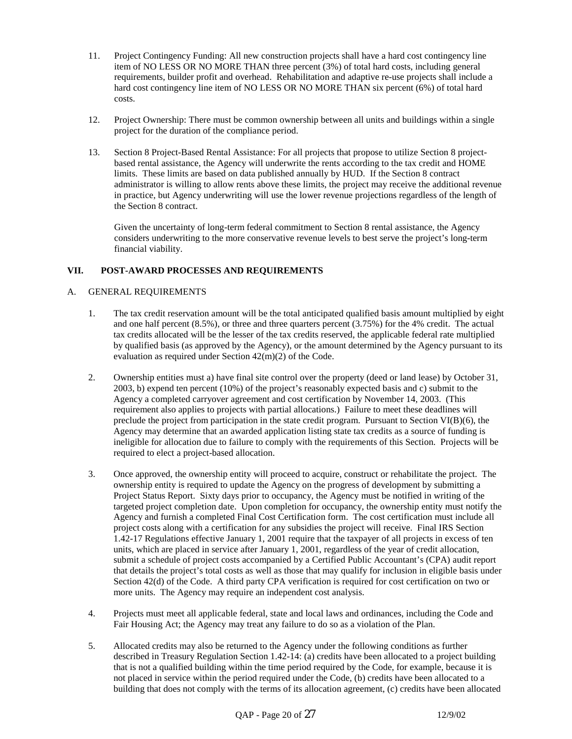11. Project Contingency Funding: All new construction projects shall have a hard cost contingency line item of NO LESS OR NO MORE THAN three percent (3%) of total hard costs, including general requirements, builder profit and overhead. Rehabilitation and adaptive re-use projects shall include a hard cost contingency line item of NO LESS OR NO MORE THAN six percent (6%) of total hard costs.

12. Project Ownership: There must be common ownership between all units and buildings within a single project for the duration of the compliance period.

13. Section 8 Project-Based Rental Assistance: For all projects that propose to utilize Section 8 project-based rental assistance, the Agency will underwrite the rents according to the tax credit and HOME limits. These limits are based on data published annually by HUD. If the Section 8 contract administrator is willing to allow rents above these limits, the project may receive the additional revenue in practice, but Agency underwriting will use the lower revenue projections regardless of the length of the Section 8 contract.

    Given the uncertainty of long-term federal commitment to Section 8 rental assistance, the Agency considers underwriting to the more conservative revenue levels to best serve the project's long-term financial viability.

## VII. POST-AWARD PROCESSES AND REQUIREMENTS

### A. GENERAL REQUIREMENTS

1. The tax credit reservation amount will be the total anticipated qualified basis amount multiplied by eight and one half percent (8.5%), or three and three quarters percent (3.75%) for the 4% credit. The actual tax credits allocated will be the lesser of the tax credits reserved, the applicable federal rate multiplied by qualified basis (as approved by the Agency), or the amount determined by the Agency pursuant to its evaluation as required under Section 42(m)(2) of the Code.

2. Ownership entities must a) have final site control over the property (deed or land lease) by October 31, 2003, b) expend ten percent (10%) of the project's reasonably expected basis and c) submit to the Agency a completed carryover agreement and cost certification by November 14, 2003. (This requirement also applies to projects with partial allocations.) Failure to meet these deadlines will preclude the project from participation in the state credit program. Pursuant to Section VI(B)(6), the Agency may determine that an awarded application listing state tax credits as a source of funding is ineligible for allocation due to failure to comply with the requirements of this Section. Projects will be required to elect a project-based allocation.

3. Once approved, the ownership entity will proceed to acquire, construct or rehabilitate the project. The ownership entity is required to update the Agency on the progress of development by submitting a Project Status Report. Sixty days prior to occupancy, the Agency must be notified in writing of the targeted project completion date. Upon completion for occupancy, the ownership entity must notify the Agency and furnish a completed Final Cost Certification form. The cost certification must include all project costs along with a certification for any subsidies the project will receive. Final IRS Section 1.42-17 Regulations effective January 1, 2001 require that the taxpayer of all projects in excess of ten units, which are placed in service after January 1, 2001, regardless of the year of credit allocation, submit a schedule of project costs accompanied by a Certified Public Accountant's (CPA) audit report that details the project's total costs as well as those that may qualify for inclusion in eligible basis under Section 42(d) of the Code. A third party CPA verification is required for cost certification on two or more units. The Agency may require an independent cost analysis.

4. Projects must meet all applicable federal, state and local laws and ordinances, including the Code and Fair Housing Act; the Agency may treat any failure to do so as a violation of the Plan.

5. Allocated credits may also be returned to the Agency under the following conditions as further described in Treasury Regulation Section 1.42-14: (a) credits have been allocated to a project building that is not a qualified building within the time period required by the Code, for example, because it is not placed in service within the period required under the Code, (b) credits have been allocated to a building that does not comply with the terms of its allocation agreement, (c) credits have been allocated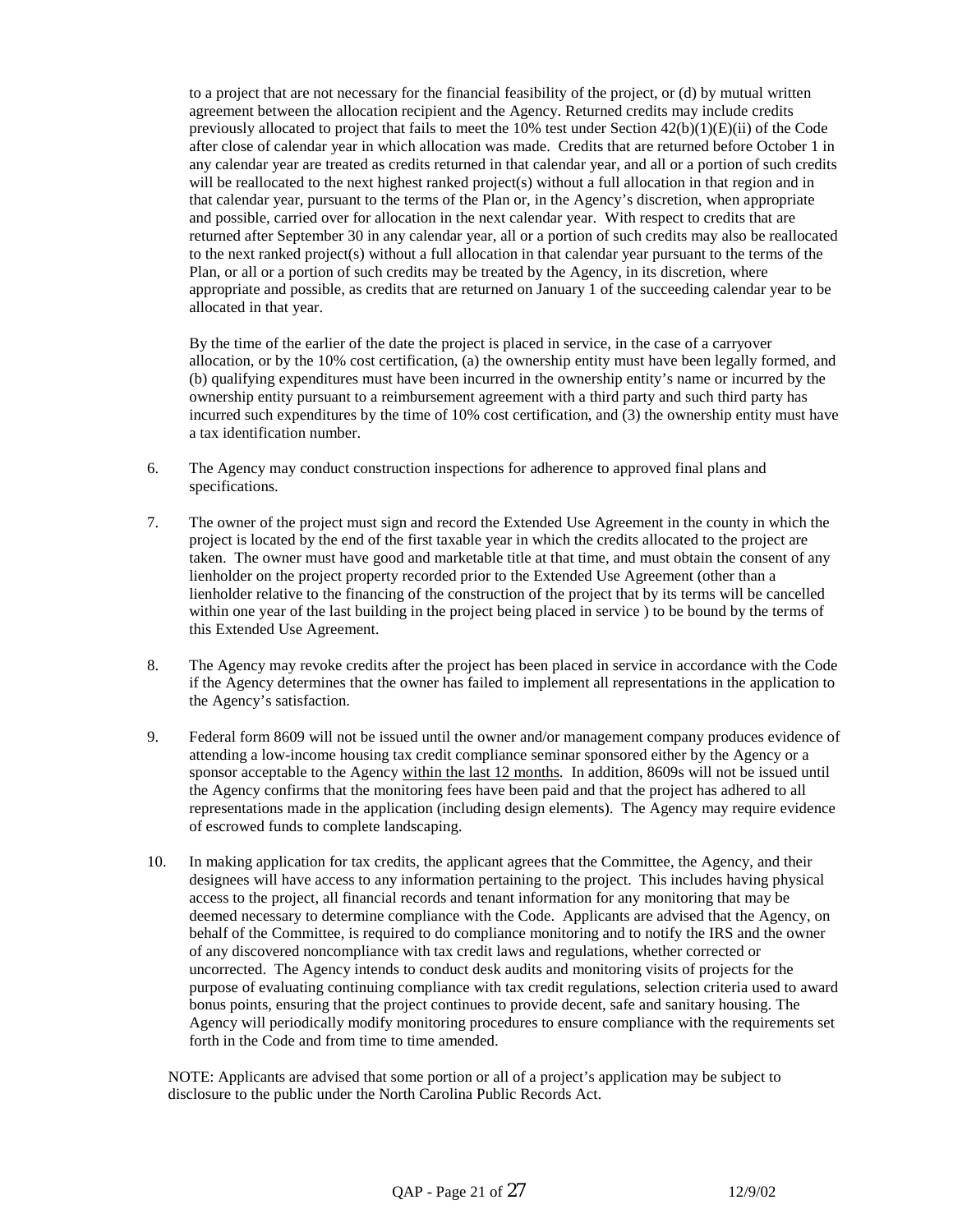to a project that are not necessary for the financial feasibility of the project, or (d) by mutual written agreement between the allocation recipient and the Agency. Returned credits may include credits previously allocated to project that fails to meet the 10% test under Section 42(b)(1)(E)(ii) of the Code after close of calendar year in which allocation was made. Credits that are returned before October 1 in any calendar year are treated as credits returned in that calendar year, and all or a portion of such credits will be reallocated to the next highest ranked project(s) without a full allocation in that region and in that calendar year, pursuant to the terms of the Plan or, in the Agency's discretion, when appropriate and possible, carried over for allocation in the next calendar year. With respect to credits that are returned after September 30 in any calendar year, all or a portion of such credits may also be reallocated to the next ranked project(s) without a full allocation in that calendar year pursuant to the terms of the Plan, or all or a portion of such credits may be treated by the Agency, in its discretion, where appropriate and possible, as credits that are returned on January 1 of the succeeding calendar year to be allocated in that year.

By the time of the earlier of the date the project is placed in service, in the case of a carryover allocation, or by the 10% cost certification, (a) the ownership entity must have been legally formed, and (b) qualifying expenditures must have been incurred in the ownership entity's name or incurred by the ownership entity pursuant to a reimbursement agreement with a third party and such third party has incurred such expenditures by the time of 10% cost certification, and (3) the ownership entity must have a tax identification number.

6. The Agency may conduct construction inspections for adherence to approved final plans and specifications.

7. The owner of the project must sign and record the Extended Use Agreement in the county in which the project is located by the end of the first taxable year in which the credits allocated to the project are taken. The owner must have good and marketable title at that time, and must obtain the consent of any lienholder on the project property recorded prior to the Extended Use Agreement (other than a lienholder relative to the financing of the construction of the project that by its terms will be cancelled within one year of the last building in the project being placed in service ) to be bound by the terms of this Extended Use Agreement.

8. The Agency may revoke credits after the project has been placed in service in accordance with the Code if the Agency determines that the owner has failed to implement all representations in the application to the Agency's satisfaction.

9. Federal form 8609 will not be issued until the owner and/or management company produces evidence of attending a low-income housing tax credit compliance seminar sponsored either by the Agency or a sponsor acceptable to the Agency <u>within the last 12 months</u>. In addition, 8609s will not be issued until the Agency confirms that the monitoring fees have been paid and that the project has adhered to all representations made in the application (including design elements). The Agency may require evidence of escrowed funds to complete landscaping.

10. In making application for tax credits, the applicant agrees that the Committee, the Agency, and their designees will have access to any information pertaining to the project. This includes having physical access to the project, all financial records and tenant information for any monitoring that may be deemed necessary to determine compliance with the Code. Applicants are advised that the Agency, on behalf of the Committee, is required to do compliance monitoring and to notify the IRS and the owner of any discovered noncompliance with tax credit laws and regulations, whether corrected or uncorrected. The Agency intends to conduct desk audits and monitoring visits of projects for the purpose of evaluating continuing compliance with tax credit regulations, selection criteria used to award bonus points, ensuring that the project continues to provide decent, safe and sanitary housing. The Agency will periodically modify monitoring procedures to ensure compliance with the requirements set forth in the Code and from time to time amended.

NOTE: Applicants are advised that some portion or all of a project's application may be subject to disclosure to the public under the North Carolina Public Records Act.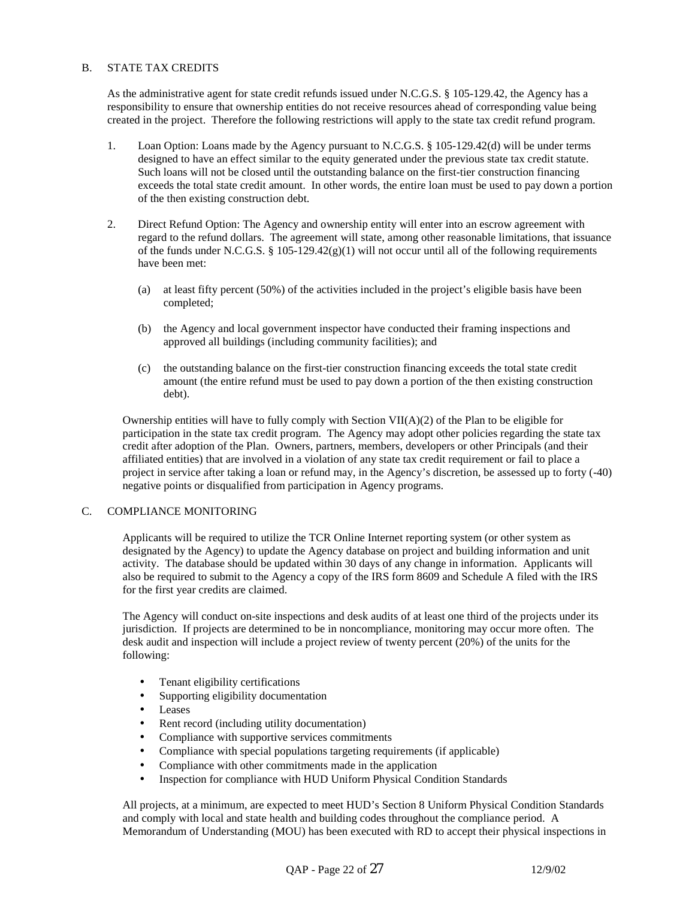## B. STATE TAX CREDITS

As the administrative agent for state credit refunds issued under N.C.G.S. § 105-129.42, the Agency has a responsibility to ensure that ownership entities do not receive resources ahead of corresponding value being created in the project. Therefore the following restrictions will apply to the state tax credit refund program.

1. Loan Option: Loans made by the Agency pursuant to N.C.G.S. § 105-129.42(d) will be under terms designed to have an effect similar to the equity generated under the previous state tax credit statute. Such loans will not be closed until the outstanding balance on the first-tier construction financing exceeds the total state credit amount. In other words, the entire loan must be used to pay down a portion of the then existing construction debt.

2. Direct Refund Option: The Agency and ownership entity will enter into an escrow agreement with regard to the refund dollars. The agreement will state, among other reasonable limitations, that issuance of the funds under N.C.G.S. § 105-129.42(g)(1) will not occur until all of the following requirements have been met:

   (a) at least fifty percent (50%) of the activities included in the project's eligible basis have been completed;

   (b) the Agency and local government inspector have conducted their framing inspections and approved all buildings (including community facilities); and

   (c) the outstanding balance on the first-tier construction financing exceeds the total state credit amount (the entire refund must be used to pay down a portion of the then existing construction debt).

Ownership entities will have to fully comply with Section VII(A)(2) of the Plan to be eligible for participation in the state tax credit program. The Agency may adopt other policies regarding the state tax credit after adoption of the Plan. Owners, partners, members, developers or other Principals (and their affiliated entities) that are involved in a violation of any state tax credit requirement or fail to place a project in service after taking a loan or refund may, in the Agency's discretion, be assessed up to forty (-40) negative points or disqualified from participation in Agency programs.

## C. COMPLIANCE MONITORING

Applicants will be required to utilize the TCR Online Internet reporting system (or other system as designated by the Agency) to update the Agency database on project and building information and unit activity. The database should be updated within 30 days of any change in information. Applicants will also be required to submit to the Agency a copy of the IRS form 8609 and Schedule A filed with the IRS for the first year credits are claimed.

The Agency will conduct on-site inspections and desk audits of at least one third of the projects under its jurisdiction. If projects are determined to be in noncompliance, monitoring may occur more often. The desk audit and inspection will include a project review of twenty percent (20%) of the units for the following:

- Tenant eligibility certifications
- Supporting eligibility documentation
- Leases
- Rent record (including utility documentation)
- Compliance with supportive services commitments
- Compliance with special populations targeting requirements (if applicable)
- Compliance with other commitments made in the application
- Inspection for compliance with HUD Uniform Physical Condition Standards

All projects, at a minimum, are expected to meet HUD's Section 8 Uniform Physical Condition Standards and comply with local and state health and building codes throughout the compliance period. A Memorandum of Understanding (MOU) has been executed with RD to accept their physical inspections in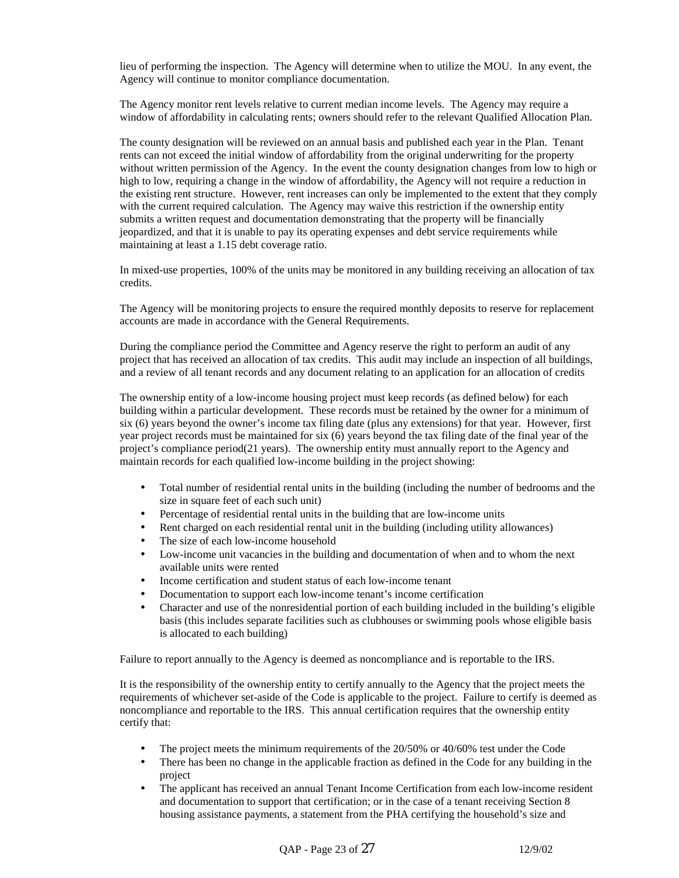lieu of performing the inspection. The Agency will determine when to utilize the MOU. In any event, the Agency will continue to monitor compliance documentation.

The Agency monitor rent levels relative to current median income levels. The Agency may require a window of affordability in calculating rents; owners should refer to the relevant Qualified Allocation Plan.

The county designation will be reviewed on an annual basis and published each year in the Plan. Tenant rents can not exceed the initial window of affordability from the original underwriting for the property without written permission of the Agency. In the event the county designation changes from low to high or high to low, requiring a change in the window of affordability, the Agency will not require a reduction in the existing rent structure. However, rent increases can only be implemented to the extent that they comply with the current required calculation. The Agency may waive this restriction if the ownership entity submits a written request and documentation demonstrating that the property will be financially jeopardized, and that it is unable to pay its operating expenses and debt service requirements while maintaining at least a 1.15 debt coverage ratio.

In mixed-use properties, 100% of the units may be monitored in any building receiving an allocation of tax credits.

The Agency will be monitoring projects to ensure the required monthly deposits to reserve for replacement accounts are made in accordance with the General Requirements.

During the compliance period the Committee and Agency reserve the right to perform an audit of any project that has received an allocation of tax credits. This audit may include an inspection of all buildings, and a review of all tenant records and any document relating to an application for an allocation of credits

The ownership entity of a low-income housing project must keep records (as defined below) for each building within a particular development. These records must be retained by the owner for a minimum of six (6) years beyond the owner's income tax filing date (plus any extensions) for that year. However, first year project records must be maintained for six (6) years beyond the tax filing date of the final year of the project's compliance period(21 years). The ownership entity must annually report to the Agency and maintain records for each qualified low-income building in the project showing:

- Total number of residential rental units in the building (including the number of bedrooms and the size in square feet of each such unit)
- Percentage of residential rental units in the building that are low-income units
- Rent charged on each residential rental unit in the building (including utility allowances)
- The size of each low-income household
- Low-income unit vacancies in the building and documentation of when and to whom the next available units were rented
- Income certification and student status of each low-income tenant
- Documentation to support each low-income tenant's income certification
- Character and use of the nonresidential portion of each building included in the building's eligible basis (this includes separate facilities such as clubhouses or swimming pools whose eligible basis is allocated to each building)

Failure to report annually to the Agency is deemed as noncompliance and is reportable to the IRS.

It is the responsibility of the ownership entity to certify annually to the Agency that the project meets the requirements of whichever set-aside of the Code is applicable to the project. Failure to certify is deemed as noncompliance and reportable to the IRS. This annual certification requires that the ownership entity certify that:

- The project meets the minimum requirements of the 20/50% or 40/60% test under the Code
- There has been no change in the applicable fraction as defined in the Code for any building in the project
- The applicant has received an annual Tenant Income Certification from each low-income resident and documentation to support that certification; or in the case of a tenant receiving Section 8 housing assistance payments, a statement from the PHA certifying the household's size and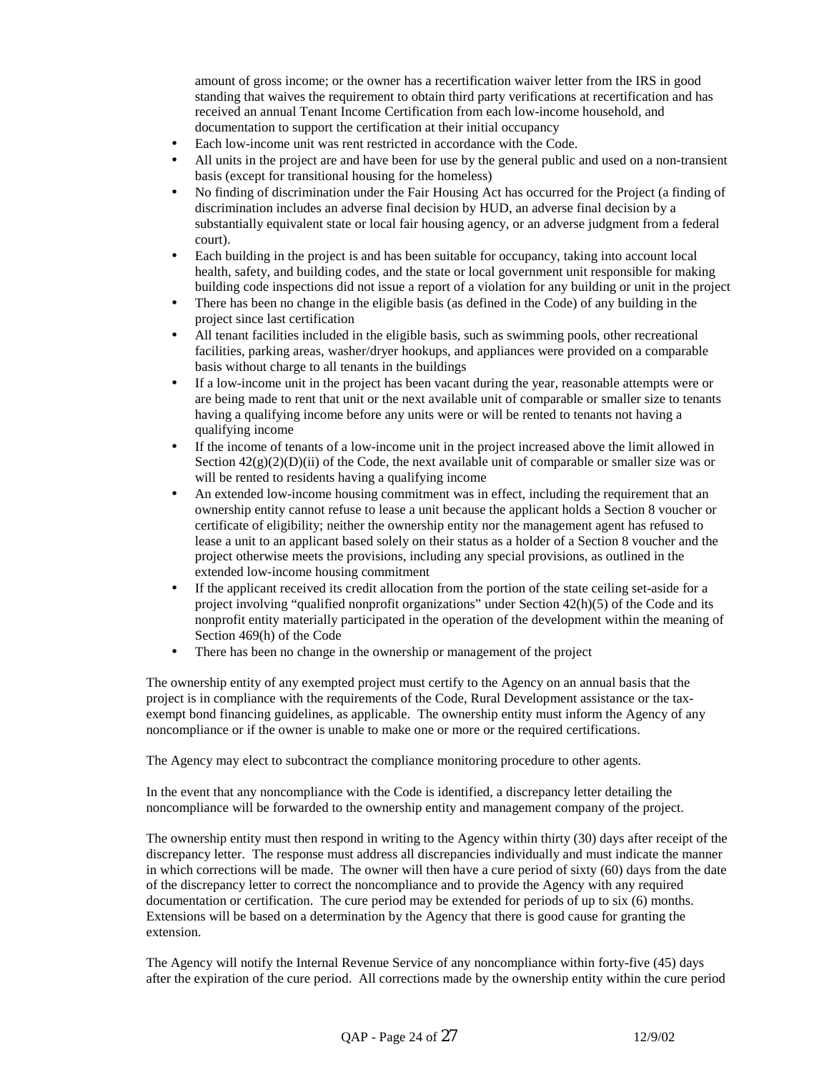amount of gross income; or the owner has a recertification waiver letter from the IRS in good standing that waives the requirement to obtain third party verifications at recertification and has received an annual Tenant Income Certification from each low-income household, and documentation to support the certification at their initial occupancy

- Each low-income unit was rent restricted in accordance with the Code.
- All units in the project are and have been for use by the general public and used on a non-transient basis (except for transitional housing for the homeless)
- No finding of discrimination under the Fair Housing Act has occurred for the Project (a finding of discrimination includes an adverse final decision by HUD, an adverse final decision by a substantially equivalent state or local fair housing agency, or an adverse judgment from a federal court).
- Each building in the project is and has been suitable for occupancy, taking into account local health, safety, and building codes, and the state or local government unit responsible for making building code inspections did not issue a report of a violation for any building or unit in the project
- There has been no change in the eligible basis (as defined in the Code) of any building in the project since last certification
- All tenant facilities included in the eligible basis, such as swimming pools, other recreational facilities, parking areas, washer/dryer hookups, and appliances were provided on a comparable basis without charge to all tenants in the buildings
- If a low-income unit in the project has been vacant during the year, reasonable attempts were or are being made to rent that unit or the next available unit of comparable or smaller size to tenants having a qualifying income before any units were or will be rented to tenants not having a qualifying income
- If the income of tenants of a low-income unit in the project increased above the limit allowed in Section 42(g)(2)(D)(ii) of the Code, the next available unit of comparable or smaller size was or will be rented to residents having a qualifying income
- An extended low-income housing commitment was in effect, including the requirement that an ownership entity cannot refuse to lease a unit because the applicant holds a Section 8 voucher or certificate of eligibility; neither the ownership entity nor the management agent has refused to lease a unit to an applicant based solely on their status as a holder of a Section 8 voucher and the project otherwise meets the provisions, including any special provisions, as outlined in the extended low-income housing commitment
- If the applicant received its credit allocation from the portion of the state ceiling set-aside for a project involving "qualified nonprofit organizations" under Section 42(h)(5) of the Code and its nonprofit entity materially participated in the operation of the development within the meaning of Section 469(h) of the Code
- There has been no change in the ownership or management of the project

The ownership entity of any exempted project must certify to the Agency on an annual basis that the project is in compliance with the requirements of the Code, Rural Development assistance or the tax-exempt bond financing guidelines, as applicable. The ownership entity must inform the Agency of any noncompliance or if the owner is unable to make one or more or the required certifications.

The Agency may elect to subcontract the compliance monitoring procedure to other agents.

In the event that any noncompliance with the Code is identified, a discrepancy letter detailing the noncompliance will be forwarded to the ownership entity and management company of the project.

The ownership entity must then respond in writing to the Agency within thirty (30) days after receipt of the discrepancy letter. The response must address all discrepancies individually and must indicate the manner in which corrections will be made. The owner will then have a cure period of sixty (60) days from the date of the discrepancy letter to correct the noncompliance and to provide the Agency with any required documentation or certification. The cure period may be extended for periods of up to six (6) months. Extensions will be based on a determination by the Agency that there is good cause for granting the extension.

The Agency will notify the Internal Revenue Service of any noncompliance within forty-five (45) days after the expiration of the cure period. All corrections made by the ownership entity within the cure period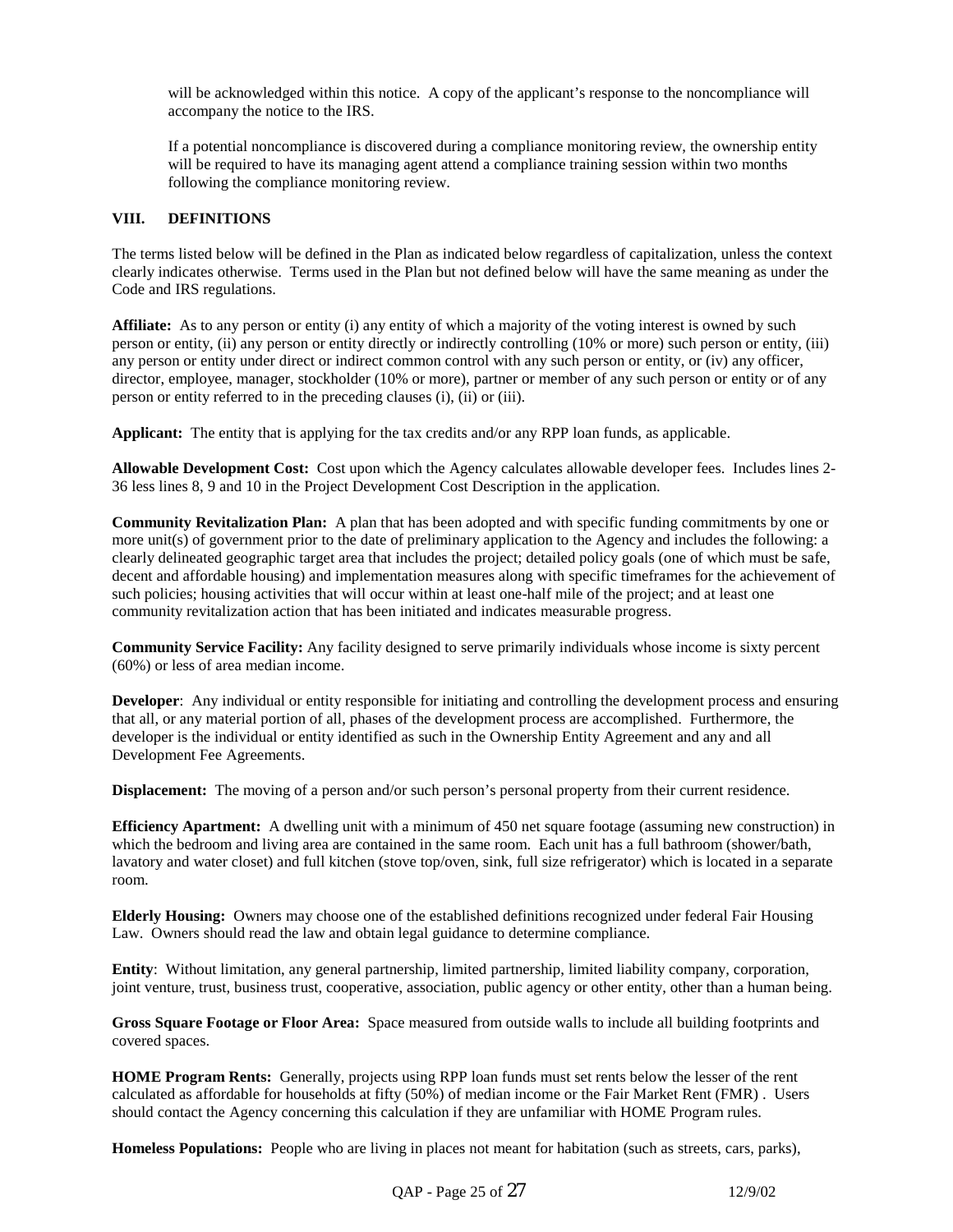will be acknowledged within this notice. A copy of the applicant's response to the noncompliance will accompany the notice to the IRS.

If a potential noncompliance is discovered during a compliance monitoring review, the ownership entity will be required to have its managing agent attend a compliance training session within two months following the compliance monitoring review.

## VIII. DEFINITIONS

The terms listed below will be defined in the Plan as indicated below regardless of capitalization, unless the context clearly indicates otherwise. Terms used in the Plan but not defined below will have the same meaning as under the Code and IRS regulations.

**Affiliate:** As to any person or entity (i) any entity of which a majority of the voting interest is owned by such person or entity, (ii) any person or entity directly or indirectly controlling (10% or more) such person or entity, (iii) any person or entity under direct or indirect common control with any such person or entity, or (iv) any officer, director, employee, manager, stockholder (10% or more), partner or member of any such person or entity or of any person or entity referred to in the preceding clauses (i), (ii) or (iii).

**Applicant:** The entity that is applying for the tax credits and/or any RPP loan funds, as applicable.

**Allowable Development Cost:** Cost upon which the Agency calculates allowable developer fees. Includes lines 2-36 less lines 8, 9 and 10 in the Project Development Cost Description in the application.

**Community Revitalization Plan:** A plan that has been adopted and with specific funding commitments by one or more unit(s) of government prior to the date of preliminary application to the Agency and includes the following: a clearly delineated geographic target area that includes the project; detailed policy goals (one of which must be safe, decent and affordable housing) and implementation measures along with specific timeframes for the achievement of such policies; housing activities that will occur within at least one-half mile of the project; and at least one community revitalization action that has been initiated and indicates measurable progress.

**Community Service Facility:** Any facility designed to serve primarily individuals whose income is sixty percent (60%) or less of area median income.

**Developer**: Any individual or entity responsible for initiating and controlling the development process and ensuring that all, or any material portion of all, phases of the development process are accomplished. Furthermore, the developer is the individual or entity identified as such in the Ownership Entity Agreement and any and all Development Fee Agreements.

**Displacement:** The moving of a person and/or such person's personal property from their current residence.

**Efficiency Apartment:** A dwelling unit with a minimum of 450 net square footage (assuming new construction) in which the bedroom and living area are contained in the same room. Each unit has a full bathroom (shower/bath, lavatory and water closet) and full kitchen (stove top/oven, sink, full size refrigerator) which is located in a separate room.

**Elderly Housing:** Owners may choose one of the established definitions recognized under federal Fair Housing Law. Owners should read the law and obtain legal guidance to determine compliance.

**Entity**: Without limitation, any general partnership, limited partnership, limited liability company, corporation, joint venture, trust, business trust, cooperative, association, public agency or other entity, other than a human being.

**Gross Square Footage or Floor Area:** Space measured from outside walls to include all building footprints and covered spaces.

**HOME Program Rents:** Generally, projects using RPP loan funds must set rents below the lesser of the rent calculated as affordable for households at fifty (50%) of median income or the Fair Market Rent (FMR) . Users should contact the Agency concerning this calculation if they are unfamiliar with HOME Program rules.

**Homeless Populations:** People who are living in places not meant for habitation (such as streets, cars, parks),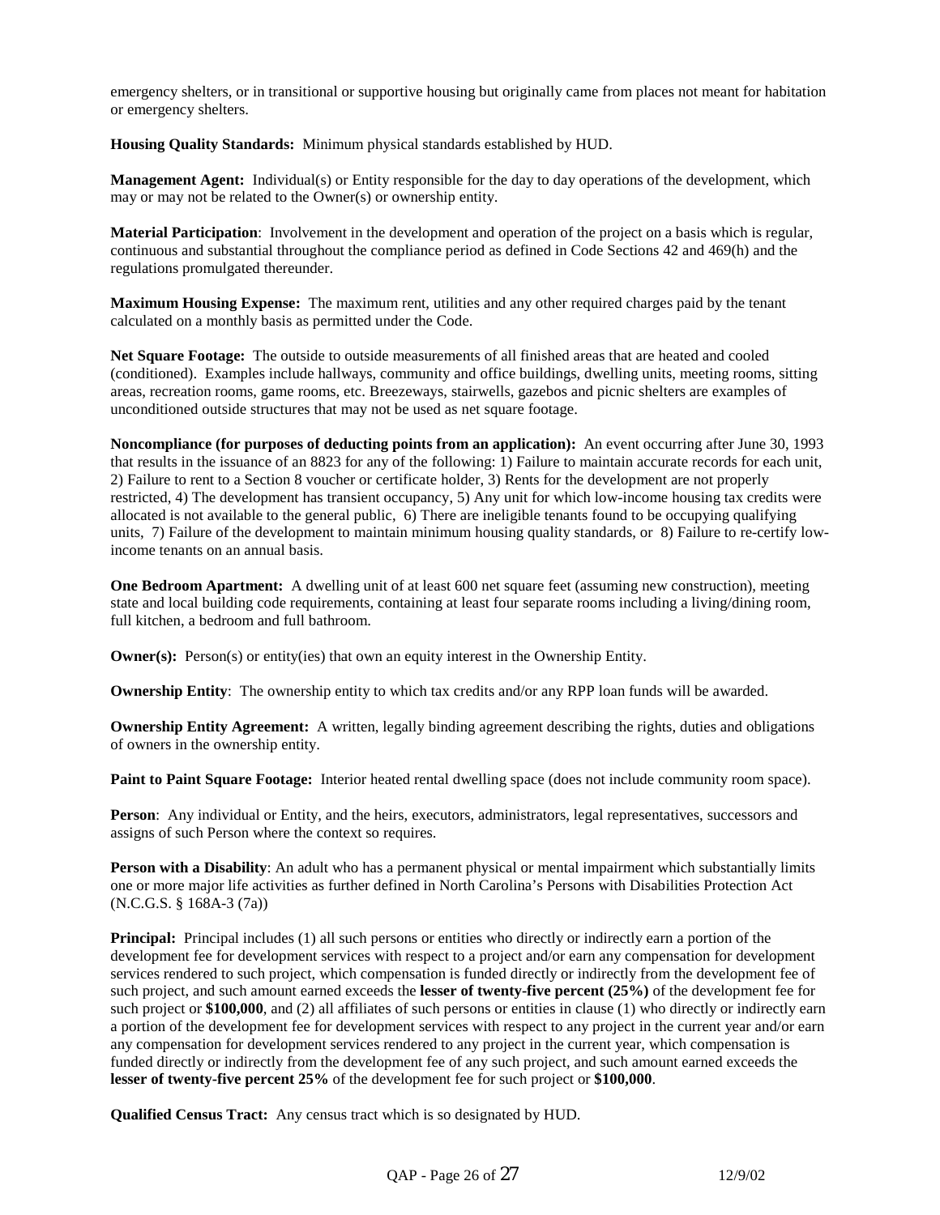emergency shelters, or in transitional or supportive housing but originally came from places not meant for habitation or emergency shelters.

**Housing Quality Standards:** Minimum physical standards established by HUD.

**Management Agent:** Individual(s) or Entity responsible for the day to day operations of the development, which may or may not be related to the Owner(s) or ownership entity.

**Material Participation**: Involvement in the development and operation of the project on a basis which is regular, continuous and substantial throughout the compliance period as defined in Code Sections 42 and 469(h) and the regulations promulgated thereunder.

**Maximum Housing Expense:** The maximum rent, utilities and any other required charges paid by the tenant calculated on a monthly basis as permitted under the Code.

**Net Square Footage:** The outside to outside measurements of all finished areas that are heated and cooled (conditioned). Examples include hallways, community and office buildings, dwelling units, meeting rooms, sitting areas, recreation rooms, game rooms, etc. Breezeways, stairwells, gazebos and picnic shelters are examples of unconditioned outside structures that may not be used as net square footage.

**Noncompliance (for purposes of deducting points from an application):** An event occurring after June 30, 1993 that results in the issuance of an 8823 for any of the following: 1) Failure to maintain accurate records for each unit, 2) Failure to rent to a Section 8 voucher or certificate holder, 3) Rents for the development are not properly restricted, 4) The development has transient occupancy, 5) Any unit for which low-income housing tax credits were allocated is not available to the general public, 6) There are ineligible tenants found to be occupying qualifying units, 7) Failure of the development to maintain minimum housing quality standards, or 8) Failure to re-certify low-income tenants on an annual basis.

**One Bedroom Apartment:** A dwelling unit of at least 600 net square feet (assuming new construction), meeting state and local building code requirements, containing at least four separate rooms including a living/dining room, full kitchen, a bedroom and full bathroom.

**Owner(s):** Person(s) or entity(ies) that own an equity interest in the Ownership Entity.

**Ownership Entity**: The ownership entity to which tax credits and/or any RPP loan funds will be awarded.

**Ownership Entity Agreement:** A written, legally binding agreement describing the rights, duties and obligations of owners in the ownership entity.

**Paint to Paint Square Footage:** Interior heated rental dwelling space (does not include community room space).

**Person**: Any individual or Entity, and the heirs, executors, administrators, legal representatives, successors and assigns of such Person where the context so requires.

**Person with a Disability**: An adult who has a permanent physical or mental impairment which substantially limits one or more major life activities as further defined in North Carolina's Persons with Disabilities Protection Act (N.C.G.S. § 168A-3 (7a))

**Principal:** Principal includes (1) all such persons or entities who directly or indirectly earn a portion of the development fee for development services with respect to a project and/or earn any compensation for development services rendered to such project, which compensation is funded directly or indirectly from the development fee of such project, and such amount earned exceeds the **lesser of twenty-five percent (25%)** of the development fee for such project or **$100,000**, and (2) all affiliates of such persons or entities in clause (1) who directly or indirectly earn a portion of the development fee for development services with respect to any project in the current year and/or earn any compensation for development services rendered to any project in the current year, which compensation is funded directly or indirectly from the development fee of any such project, and such amount earned exceeds the **lesser of twenty-five percent 25%** of the development fee for such project or **$100,000**.

**Qualified Census Tract:** Any census tract which is so designated by HUD.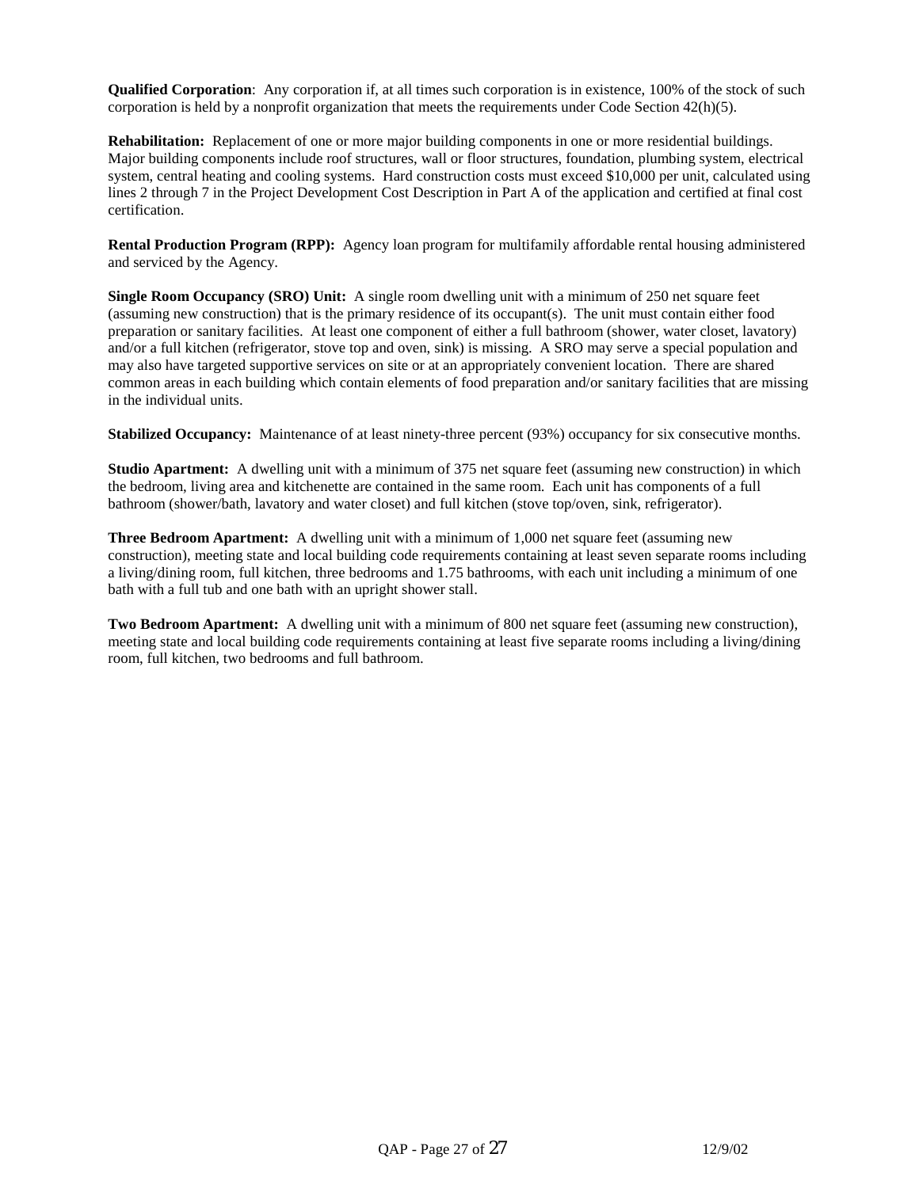**Qualified Corporation**: Any corporation if, at all times such corporation is in existence, 100% of the stock of such corporation is held by a nonprofit organization that meets the requirements under Code Section 42(h)(5).

**Rehabilitation:** Replacement of one or more major building components in one or more residential buildings. Major building components include roof structures, wall or floor structures, foundation, plumbing system, electrical system, central heating and cooling systems. Hard construction costs must exceed $10,000 per unit, calculated using lines 2 through 7 in the Project Development Cost Description in Part A of the application and certified at final cost certification.

**Rental Production Program (RPP):** Agency loan program for multifamily affordable rental housing administered and serviced by the Agency.

**Single Room Occupancy (SRO) Unit:** A single room dwelling unit with a minimum of 250 net square feet (assuming new construction) that is the primary residence of its occupant(s). The unit must contain either food preparation or sanitary facilities. At least one component of either a full bathroom (shower, water closet, lavatory) and/or a full kitchen (refrigerator, stove top and oven, sink) is missing. A SRO may serve a special population and may also have targeted supportive services on site or at an appropriately convenient location. There are shared common areas in each building which contain elements of food preparation and/or sanitary facilities that are missing in the individual units.

**Stabilized Occupancy:** Maintenance of at least ninety-three percent (93%) occupancy for six consecutive months.

**Studio Apartment:** A dwelling unit with a minimum of 375 net square feet (assuming new construction) in which the bedroom, living area and kitchenette are contained in the same room. Each unit has components of a full bathroom (shower/bath, lavatory and water closet) and full kitchen (stove top/oven, sink, refrigerator).

**Three Bedroom Apartment:** A dwelling unit with a minimum of 1,000 net square feet (assuming new construction), meeting state and local building code requirements containing at least seven separate rooms including a living/dining room, full kitchen, three bedrooms and 1.75 bathrooms, with each unit including a minimum of one bath with a full tub and one bath with an upright shower stall.

**Two Bedroom Apartment:** A dwelling unit with a minimum of 800 net square feet (assuming new construction), meeting state and local building code requirements containing at least five separate rooms including a living/dining room, full kitchen, two bedrooms and full bathroom.